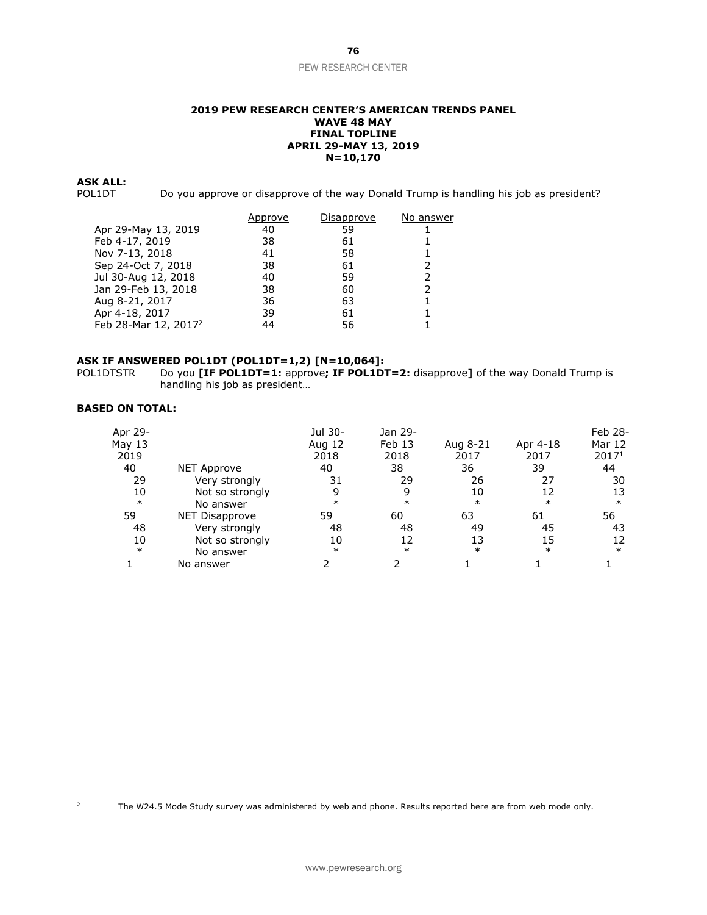**2019 PEW RESEARCH CENTER'S AMERICAN TRENDS PANEL**
**WAVE 48 MAY**
**FINAL TOPLINE**
**APRIL 29-MAY 13, 2019**
**N=10,170**

**ASK ALL:**

POL1DT Do you approve or disapprove of the way Donald Trump is handling his job as president?

| | Approve | Disapprove | No answer |
|---|---|---|---|
| Apr 29-May 13, 2019 | 40 | 59 | 1 |
| Feb 4-17, 2019 | 38 | 61 | 1 |
| Nov 7-13, 2018 | 41 | 58 | 1 |
| Sep 24-Oct 7, 2018 | 38 | 61 | 2 |
| Jul 30-Aug 12, 2018 | 40 | 59 | 2 |
| Jan 29-Feb 13, 2018 | 38 | 60 | 2 |
| Aug 8-21, 2017 | 36 | 63 | 1 |
| Apr 4-18, 2017 | 39 | 61 | 1 |
| Feb 28-Mar 12, 2017[2] | 44 | 56 | 1 |

**ASK IF ANSWERED POL1DT (POL1DT=1,2) [N=10,064]:**

POL1DTSTR Do you **[IF POL1DT=1:** approve**; IF POL1DT=2:** disapprove**]** of the way Donald Trump is handling his job as president…

**BASED ON TOTAL:**

| Apr 29-May 13 2019 | | Jul 30-Aug 12 2018 | Jan 29-Feb 13 2018 | Aug 8-21 2017 | Apr 4-18 2017 | Feb 28-Mar 12 2017[1] |
|---|---|---|---|---|---|---|
| 40 | NET Approve | 40 | 38 | 36 | 39 | 44 |
| 29 | Very strongly | 31 | 29 | 26 | 27 | 30 |
| 10 | Not so strongly | 9 | 9 | 10 | 12 | 13 |
| * | No answer | * | * | * | * | * |
| 59 | NET Disapprove | 59 | 60 | 63 | 61 | 56 |
| 48 | Very strongly | 48 | 48 | 49 | 45 | 43 |
| 10 | Not so strongly | 10 | 12 | 13 | 15 | 12 |
| * | No answer | * | * | * | * | * |
| 1 | No answer | 2 | 2 | 1 | 1 | 1 |

[2] The W24.5 Mode Study survey was administered by web and phone. Results reported here are from web mode only.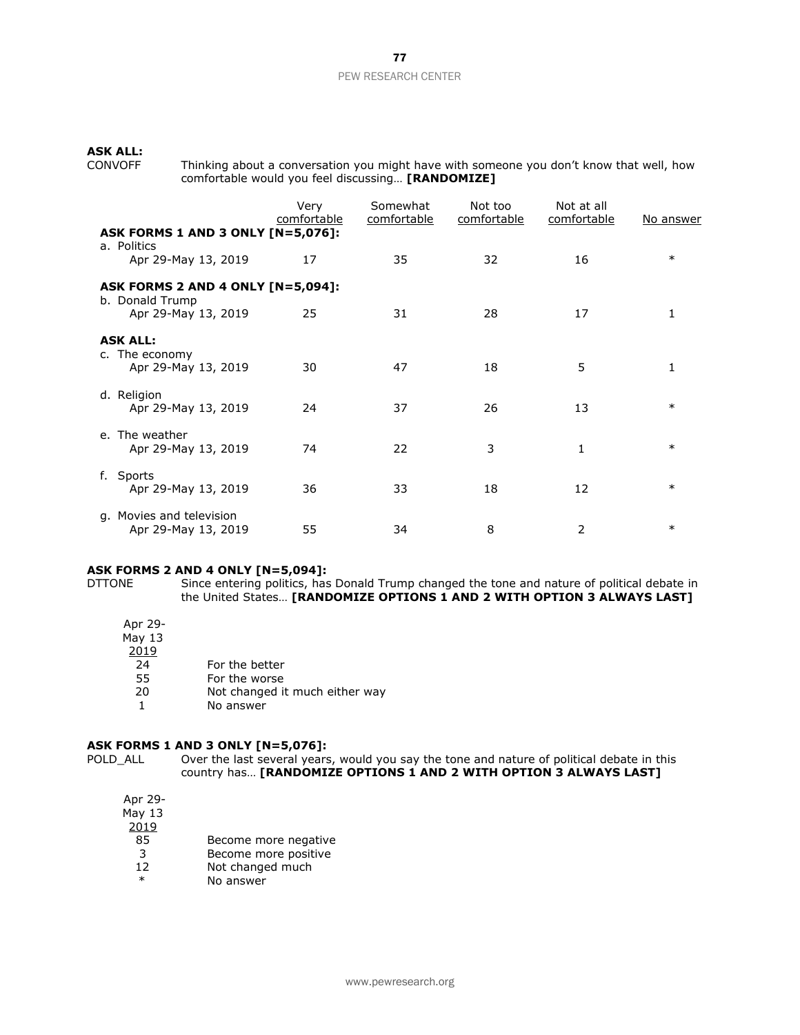**ASK ALL:**

CONVOFF Thinking about a conversation you might have with someone you don't know that well, how comfortable would you feel discussing… **[RANDOMIZE]**

| | Very comfortable | Somewhat comfortable | Not too comfortable | Not at all comfortable | No answer |
|---|---|---|---|---|---|
| **ASK FORMS 1 AND 3 ONLY [N=5,076]:** | | | | | |
| a. Politics | | | | | |
| Apr 29-May 13, 2019 | 17 | 35 | 32 | 16 | * |
| **ASK FORMS 2 AND 4 ONLY [N=5,094]:** | | | | | |
| b. Donald Trump | | | | | |
| Apr 29-May 13, 2019 | 25 | 31 | 28 | 17 | 1 |
| **ASK ALL:** | | | | | |
| c. The economy | | | | | |
| Apr 29-May 13, 2019 | 30 | 47 | 18 | 5 | 1 |
| d. Religion | | | | | |
| Apr 29-May 13, 2019 | 24 | 37 | 26 | 13 | * |
| e. The weather | | | | | |
| Apr 29-May 13, 2019 | 74 | 22 | 3 | 1 | * |
| f. Sports | | | | | |
| Apr 29-May 13, 2019 | 36 | 33 | 18 | 12 | * |
| g. Movies and television | | | | | |
| Apr 29-May 13, 2019 | 55 | 34 | 8 | 2 | * |

**ASK FORMS 2 AND 4 ONLY [N=5,094]:**

DTTONE Since entering politics, has Donald Trump changed the tone and nature of political debate in the United States… **[RANDOMIZE OPTIONS 1 AND 2 WITH OPTION 3 ALWAYS LAST]**

| Apr 29-May 13 2019 | |
|---|---|
| 24 | For the better |
| 55 | For the worse |
| 20 | Not changed it much either way |
| 1 | No answer |

**ASK FORMS 1 AND 3 ONLY [N=5,076]:**

POLD_ALL Over the last several years, would you say the tone and nature of political debate in this country has… **[RANDOMIZE OPTIONS 1 AND 2 WITH OPTION 3 ALWAYS LAST]**

| Apr 29-May 13 2019 | |
|---|---|
| 85 | Become more negative |
| 3 | Become more positive |
| 12 | Not changed much |
| * | No answer |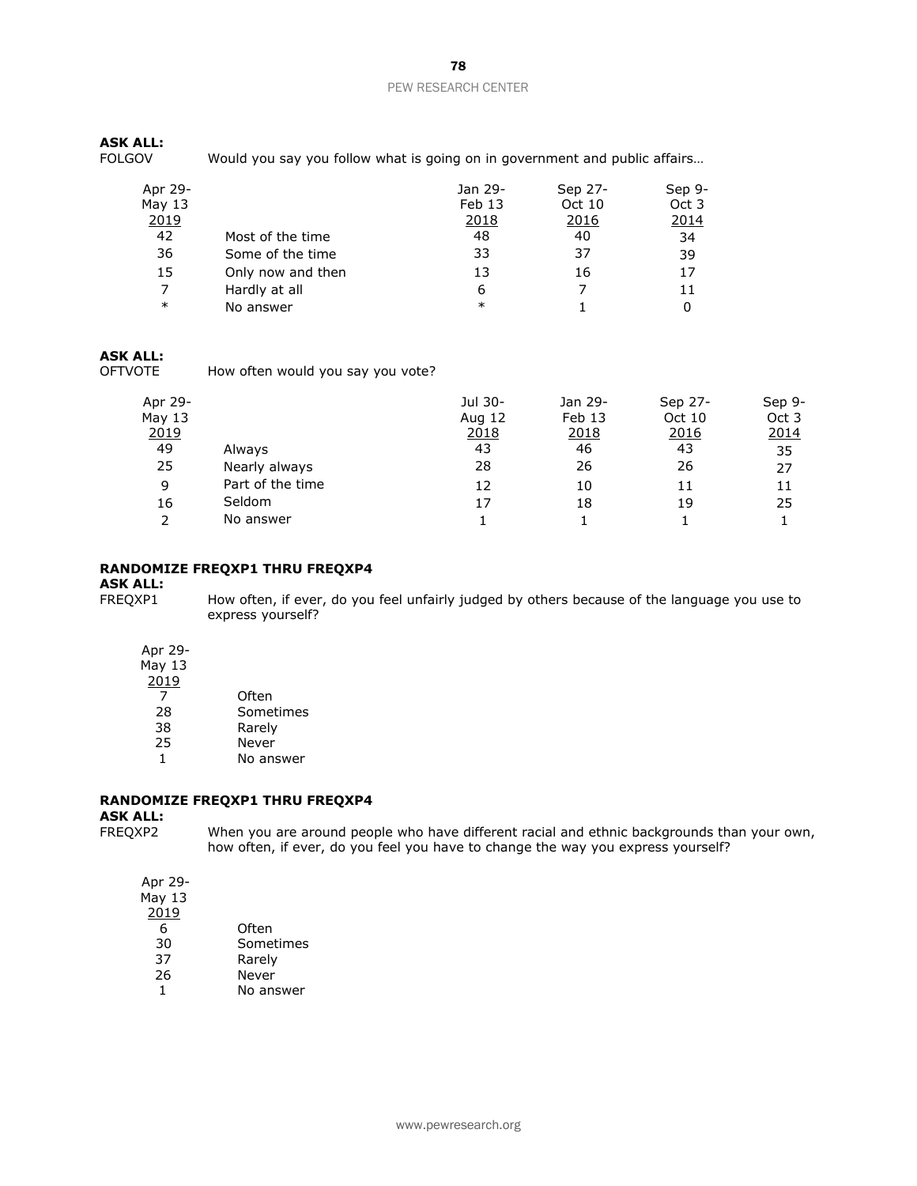**ASK ALL:**

FOLGOV Would you say you follow what is going on in government and public affairs…

| Apr 29-May 13 2019 | | Jan 29-Feb 13 2018 | Sep 27-Oct 10 2016 | Sep 9-Oct 3 2014 |
|---|---|---|---|---|
| 42 | Most of the time | 48 | 40 | 34 |
| 36 | Some of the time | 33 | 37 | 39 |
| 15 | Only now and then | 13 | 16 | 17 |
| 7 | Hardly at all | 6 | 7 | 11 |
| * | No answer | * | 1 | 0 |

**ASK ALL:**

OFTVOTE How often would you say you vote?

| Apr 29-May 13 2019 | | Jul 30-Aug 12 2018 | Jan 29-Feb 13 2018 | Sep 27-Oct 10 2016 | Sep 9-Oct 3 2014 |
|---|---|---|---|---|---|
| 49 | Always | 43 | 46 | 43 | 35 |
| 25 | Nearly always | 28 | 26 | 26 | 27 |
| 9 | Part of the time | 12 | 10 | 11 | 11 |
| 16 | Seldom | 17 | 18 | 19 | 25 |
| 2 | No answer | 1 | 1 | 1 | 1 |

**RANDOMIZE FREQXP1 THRU FREQXP4**

**ASK ALL:**

FREQXP1 How often, if ever, do you feel unfairly judged by others because of the language you use to express yourself?

| Apr 29-May 13 2019 | |
|---|---|
| 7 | Often |
| 28 | Sometimes |
| 38 | Rarely |
| 25 | Never |
| 1 | No answer |

**RANDOMIZE FREQXP1 THRU FREQXP4**

**ASK ALL:**

FREQXP2 When you are around people who have different racial and ethnic backgrounds than your own, how often, if ever, do you feel you have to change the way you express yourself?

| Apr 29-May 13 2019 | |
|---|---|
| 6 | Often |
| 30 | Sometimes |
| 37 | Rarely |
| 26 | Never |
| 1 | No answer |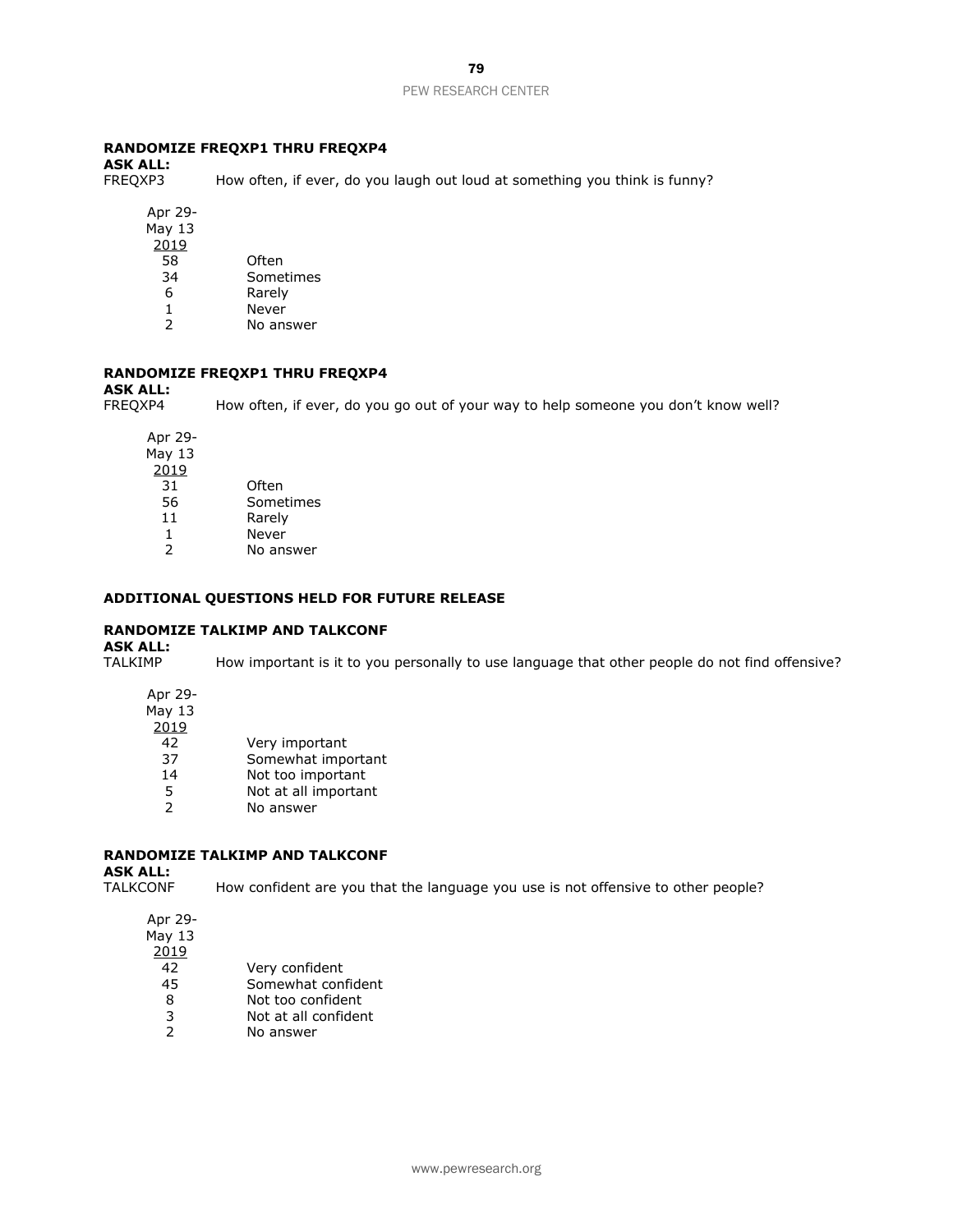**RANDOMIZE FREQXP1 THRU FREQXP4**

**ASK ALL:**

FREQXP3 How often, if ever, do you laugh out loud at something you think is funny?

| Apr 29-May 13 2019 | |
|---|---|
| 58 | Often |
| 34 | Sometimes |
| 6 | Rarely |
| 1 | Never |
| 2 | No answer |

**RANDOMIZE FREQXP1 THRU FREQXP4**

**ASK ALL:**

FREQXP4 How often, if ever, do you go out of your way to help someone you don't know well?

| Apr 29-May 13 2019 | |
|---|---|
| 31 | Often |
| 56 | Sometimes |
| 11 | Rarely |
| 1 | Never |
| 2 | No answer |

**ADDITIONAL QUESTIONS HELD FOR FUTURE RELEASE**

**RANDOMIZE TALKIMP AND TALKCONF**

**ASK ALL:**

TALKIMP How important is it to you personally to use language that other people do not find offensive?

| Apr 29-May 13 2019 | |
|---|---|
| 42 | Very important |
| 37 | Somewhat important |
| 14 | Not too important |
| 5 | Not at all important |
| 2 | No answer |

**RANDOMIZE TALKIMP AND TALKCONF**

**ASK ALL:**

TALKCONF How confident are you that the language you use is not offensive to other people?

| Apr 29-May 13 2019 | |
|---|---|
| 42 | Very confident |
| 45 | Somewhat confident |
| 8 | Not too confident |
| 3 | Not at all confident |
| 2 | No answer |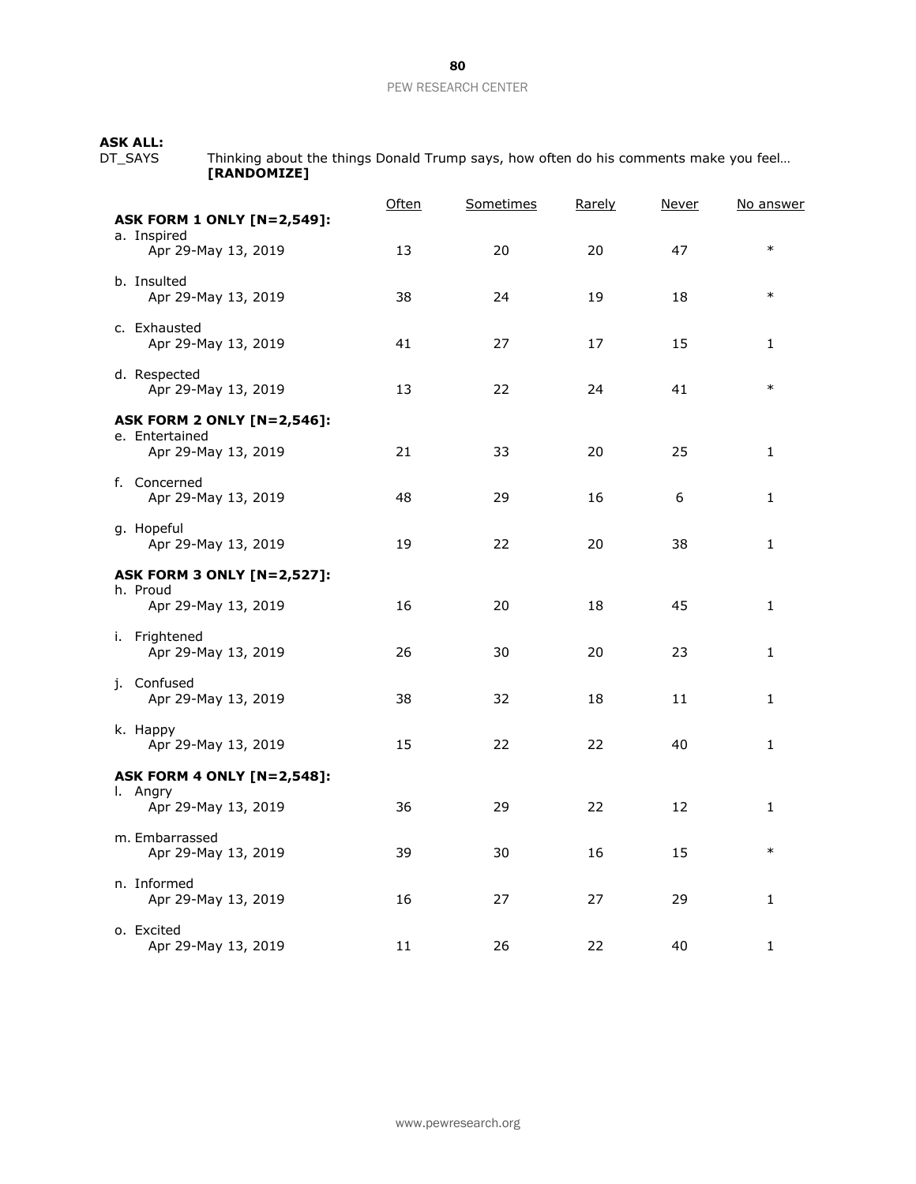**ASK ALL:**

DT_SAYS Thinking about the things Donald Trump says, how often do his comments make you feel… **[RANDOMIZE]**

| | Often | Sometimes | Rarely | Never | No answer |
|---|---|---|---|---|---|
| **ASK FORM 1 ONLY [N=2,549]:** | | | | | |
| a. Inspired | | | | | |
| Apr 29-May 13, 2019 | 13 | 20 | 20 | 47 | * |
| b. Insulted | | | | | |
| Apr 29-May 13, 2019 | 38 | 24 | 19 | 18 | * |
| c. Exhausted | | | | | |
| Apr 29-May 13, 2019 | 41 | 27 | 17 | 15 | 1 |
| d. Respected | | | | | |
| Apr 29-May 13, 2019 | 13 | 22 | 24 | 41 | * |
| **ASK FORM 2 ONLY [N=2,546]:** | | | | | |
| e. Entertained | | | | | |
| Apr 29-May 13, 2019 | 21 | 33 | 20 | 25 | 1 |
| f. Concerned | | | | | |
| Apr 29-May 13, 2019 | 48 | 29 | 16 | 6 | 1 |
| g. Hopeful | | | | | |
| Apr 29-May 13, 2019 | 19 | 22 | 20 | 38 | 1 |
| **ASK FORM 3 ONLY [N=2,527]:** | | | | | |
| h. Proud | | | | | |
| Apr 29-May 13, 2019 | 16 | 20 | 18 | 45 | 1 |
| i. Frightened | | | | | |
| Apr 29-May 13, 2019 | 26 | 30 | 20 | 23 | 1 |
| j. Confused | | | | | |
| Apr 29-May 13, 2019 | 38 | 32 | 18 | 11 | 1 |
| k. Happy | | | | | |
| Apr 29-May 13, 2019 | 15 | 22 | 22 | 40 | 1 |
| **ASK FORM 4 ONLY [N=2,548]:** | | | | | |
| l. Angry | | | | | |
| Apr 29-May 13, 2019 | 36 | 29 | 22 | 12 | 1 |
| m. Embarrassed | | | | | |
| Apr 29-May 13, 2019 | 39 | 30 | 16 | 15 | * |
| n. Informed | | | | | |
| Apr 29-May 13, 2019 | 16 | 27 | 27 | 29 | 1 |
| o. Excited | | | | | |
| Apr 29-May 13, 2019 | 11 | 26 | 22 | 40 | 1 |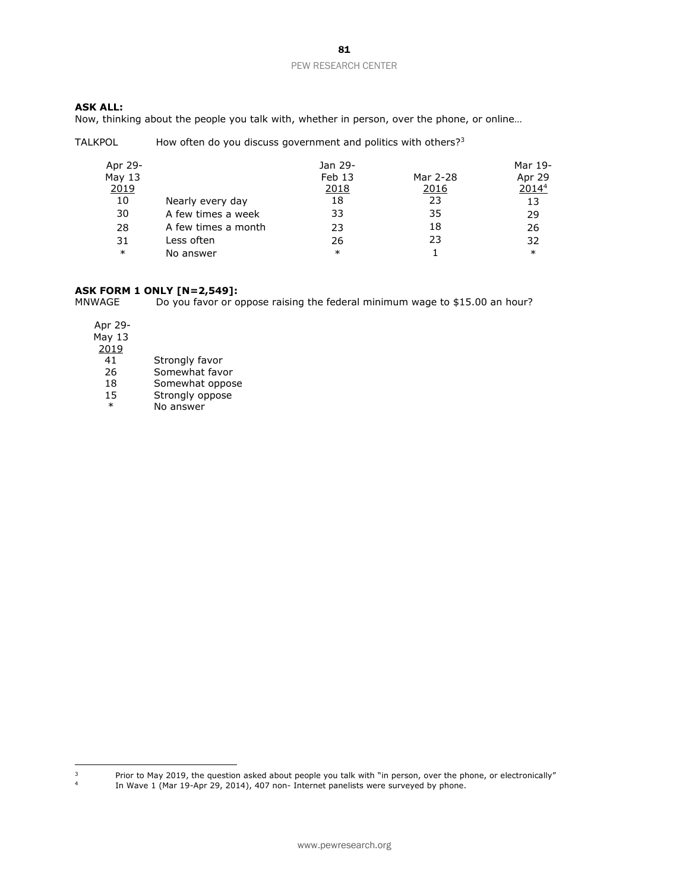**ASK ALL:**
Now, thinking about the people you talk with, whether in person, over the phone, or online…

TALKPOL How often do you discuss government and politics with others?[3]

| Apr 29-May 13 2019 | | Jan 29-Feb 13 2018 | Mar 2-28 2016 | Mar 19-Apr 29 2014[4] |
|---|---|---|---|---|
| 10 | Nearly every day | 18 | 23 | 13 |
| 30 | A few times a week | 33 | 35 | 29 |
| 28 | A few times a month | 23 | 18 | 26 |
| 31 | Less often | 26 | 23 | 32 |
| * | No answer | * | 1 | * |

**ASK FORM 1 ONLY [N=2,549]:**
MNWAGE Do you favor or oppose raising the federal minimum wage to $15.00 an hour?

| Apr 29-May 13 2019 | |
|---|---|
| 41 | Strongly favor |
| 26 | Somewhat favor |
| 18 | Somewhat oppose |
| 15 | Strongly oppose |
| * | No answer |

[3] Prior to May 2019, the question asked about people you talk with "in person, over the phone, or electronically"

[4] In Wave 1 (Mar 19-Apr 29, 2014), 407 non- Internet panelists were surveyed by phone.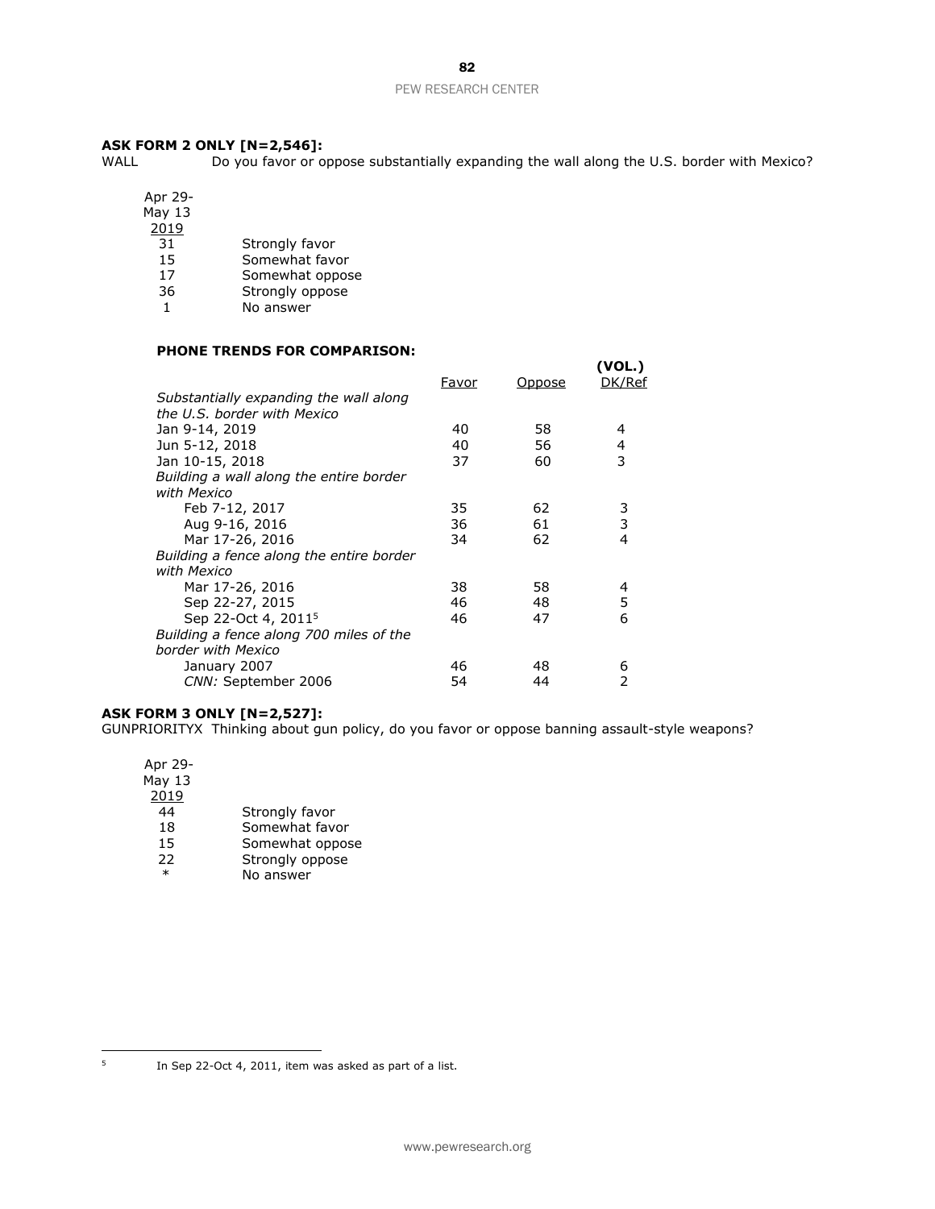**ASK FORM 2 ONLY [N=2,546]:**

WALL Do you favor or oppose substantially expanding the wall along the U.S. border with Mexico?

| Apr 29-May 13 2019 | |
|---|---|
| 31 | Strongly favor |
| 15 | Somewhat favor |
| 17 | Somewhat oppose |
| 36 | Strongly oppose |
| 1 | No answer |

**PHONE TRENDS FOR COMPARISON:**

| | Favor | Oppose | (VOL.) DK/Ref |
|---|---|---|---|
| *Substantially expanding the wall along the U.S. border with Mexico* | | | |
| Jan 9-14, 2019 | 40 | 58 | 4 |
| Jun 5-12, 2018 | 40 | 56 | 4 |
| Jan 10-15, 2018 | 37 | 60 | 3 |
| *Building a wall along the entire border with Mexico* | | | |
| Feb 7-12, 2017 | 35 | 62 | 3 |
| Aug 9-16, 2016 | 36 | 61 | 3 |
| Mar 17-26, 2016 | 34 | 62 | 4 |
| *Building a fence along the entire border with Mexico* | | | |
| Mar 17-26, 2016 | 38 | 58 | 4 |
| Sep 22-27, 2015 | 46 | 48 | 5 |
| Sep 22-Oct 4, 2011[5] | 46 | 47 | 6 |
| *Building a fence along 700 miles of the border with Mexico* | | | |
| January 2007 | 46 | 48 | 6 |
| *CNN:* September 2006 | 54 | 44 | 2 |

**ASK FORM 3 ONLY [N=2,527]:**

GUNPRIORITYX Thinking about gun policy, do you favor or oppose banning assault-style weapons?

| Apr 29-May 13 2019 | |
|---|---|
| 44 | Strongly favor |
| 18 | Somewhat favor |
| 15 | Somewhat oppose |
| 22 | Strongly oppose |
| * | No answer |

[5] In Sep 22-Oct 4, 2011, item was asked as part of a list.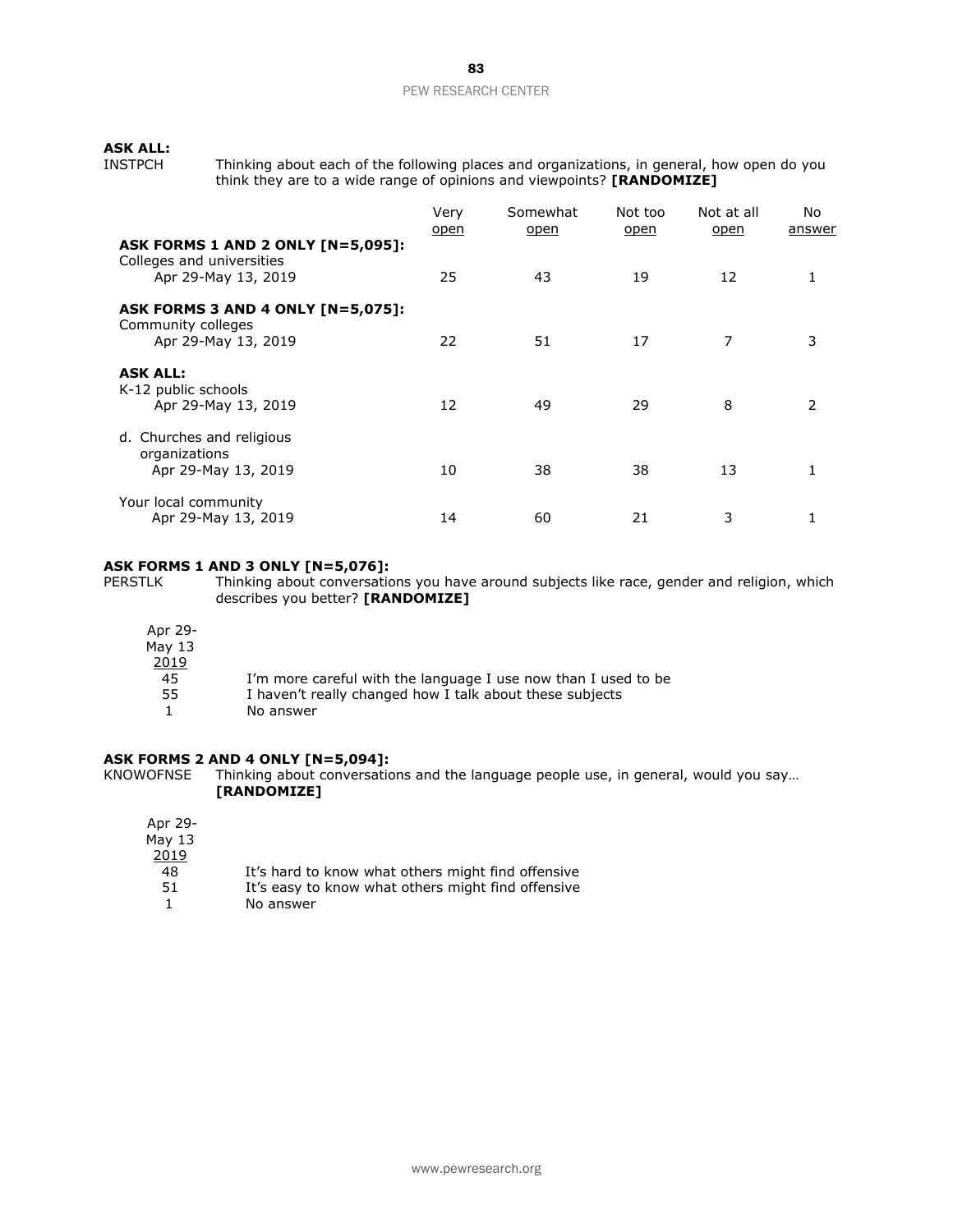**ASK ALL:**

INSTPCH Thinking about each of the following places and organizations, in general, how open do you think they are to a wide range of opinions and viewpoints? **[RANDOMIZE]**

| | Very open | Somewhat open | Not too open | Not at all open | No answer |
|---|---|---|---|---|---|
| **ASK FORMS 1 AND 2 ONLY [N=5,095]:** | | | | | |
| Colleges and universities | | | | | |
| Apr 29-May 13, 2019 | 25 | 43 | 19 | 12 | 1 |
| **ASK FORMS 3 AND 4 ONLY [N=5,075]:** | | | | | |
| Community colleges | | | | | |
| Apr 29-May 13, 2019 | 22 | 51 | 17 | 7 | 3 |
| **ASK ALL:** | | | | | |
| K-12 public schools | | | | | |
| Apr 29-May 13, 2019 | 12 | 49 | 29 | 8 | 2 |
| d. Churches and religious organizations | | | | | |
| Apr 29-May 13, 2019 | 10 | 38 | 38 | 13 | 1 |
| Your local community | | | | | |
| Apr 29-May 13, 2019 | 14 | 60 | 21 | 3 | 1 |

**ASK FORMS 1 AND 3 ONLY [N=5,076]:**

PERSTLK Thinking about conversations you have around subjects like race, gender and religion, which describes you better? **[RANDOMIZE]**

| Apr 29-May 13 2019 | |
|---|---|
| 45 | I'm more careful with the language I use now than I used to be |
| 55 | I haven't really changed how I talk about these subjects |
| 1 | No answer |

**ASK FORMS 2 AND 4 ONLY [N=5,094]:**

KNOWOFNSE Thinking about conversations and the language people use, in general, would you say… **[RANDOMIZE]**

| Apr 29-May 13 2019 | |
|---|---|
| 48 | It's hard to know what others might find offensive |
| 51 | It's easy to know what others might find offensive |
| 1 | No answer |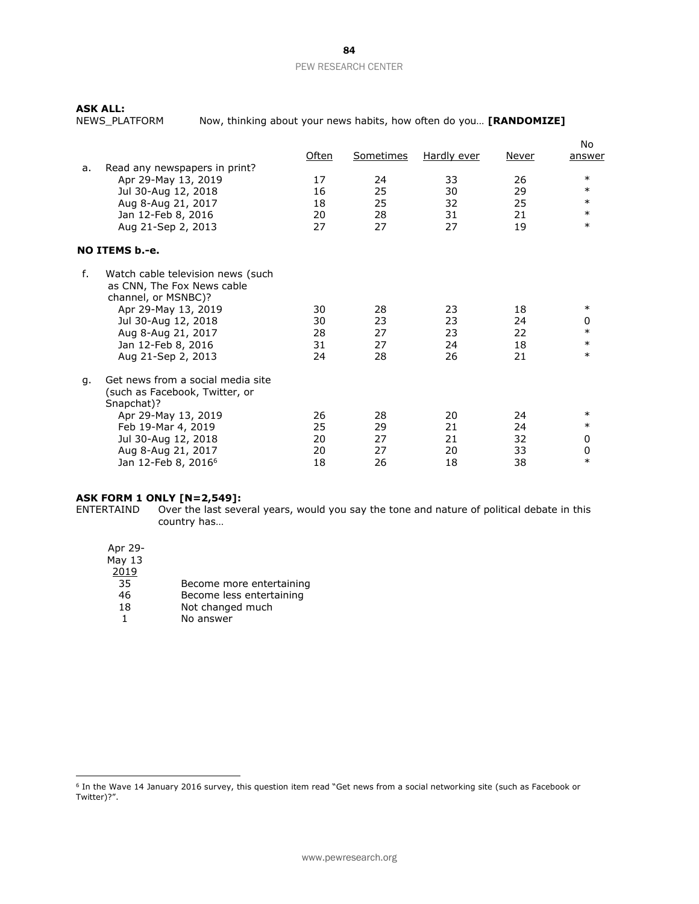**ASK ALL:**

NEWS_PLATFORM Now, thinking about your news habits, how often do you… **[RANDOMIZE]**

| | Often | Sometimes | Hardly ever | Never | No answer |
|---|---|---|---|---|---|
| a. Read any newspapers in print? | | | | | |
| Apr 29-May 13, 2019 | 17 | 24 | 33 | 26 | * |
| Jul 30-Aug 12, 2018 | 16 | 25 | 30 | 29 | * |
| Aug 8-Aug 21, 2017 | 18 | 25 | 32 | 25 | * |
| Jan 12-Feb 8, 2016 | 20 | 28 | 31 | 21 | * |
| Aug 21-Sep 2, 2013 | 27 | 27 | 27 | 19 | * |
| **NO ITEMS b.-e.** | | | | | |
| f. Watch cable television news (such as CNN, The Fox News cable channel, or MSNBC)? | | | | | |
| Apr 29-May 13, 2019 | 30 | 28 | 23 | 18 | * |
| Jul 30-Aug 12, 2018 | 30 | 23 | 23 | 24 | 0 |
| Aug 8-Aug 21, 2017 | 28 | 27 | 23 | 22 | * |
| Jan 12-Feb 8, 2016 | 31 | 27 | 24 | 18 | * |
| Aug 21-Sep 2, 2013 | 24 | 28 | 26 | 21 | * |
| g. Get news from a social media site (such as Facebook, Twitter, or Snapchat)? | | | | | |
| Apr 29-May 13, 2019 | 26 | 28 | 20 | 24 | * |
| Feb 19-Mar 4, 2019 | 25 | 29 | 21 | 24 | * |
| Jul 30-Aug 12, 2018 | 20 | 27 | 21 | 32 | 0 |
| Aug 8-Aug 21, 2017 | 20 | 27 | 20 | 33 | 0 |
| Jan 12-Feb 8, 2016[6] | 18 | 26 | 18 | 38 | * |

**ASK FORM 1 ONLY [N=2,549]:**

ENTERTAIND Over the last several years, would you say the tone and nature of political debate in this country has…

| Apr 29-May 13 2019 | |
|---|---|
| 35 | Become more entertaining |
| 46 | Become less entertaining |
| 18 | Not changed much |
| 1 | No answer |

[6] In the Wave 14 January 2016 survey, this question item read "Get news from a social networking site (such as Facebook or Twitter)?".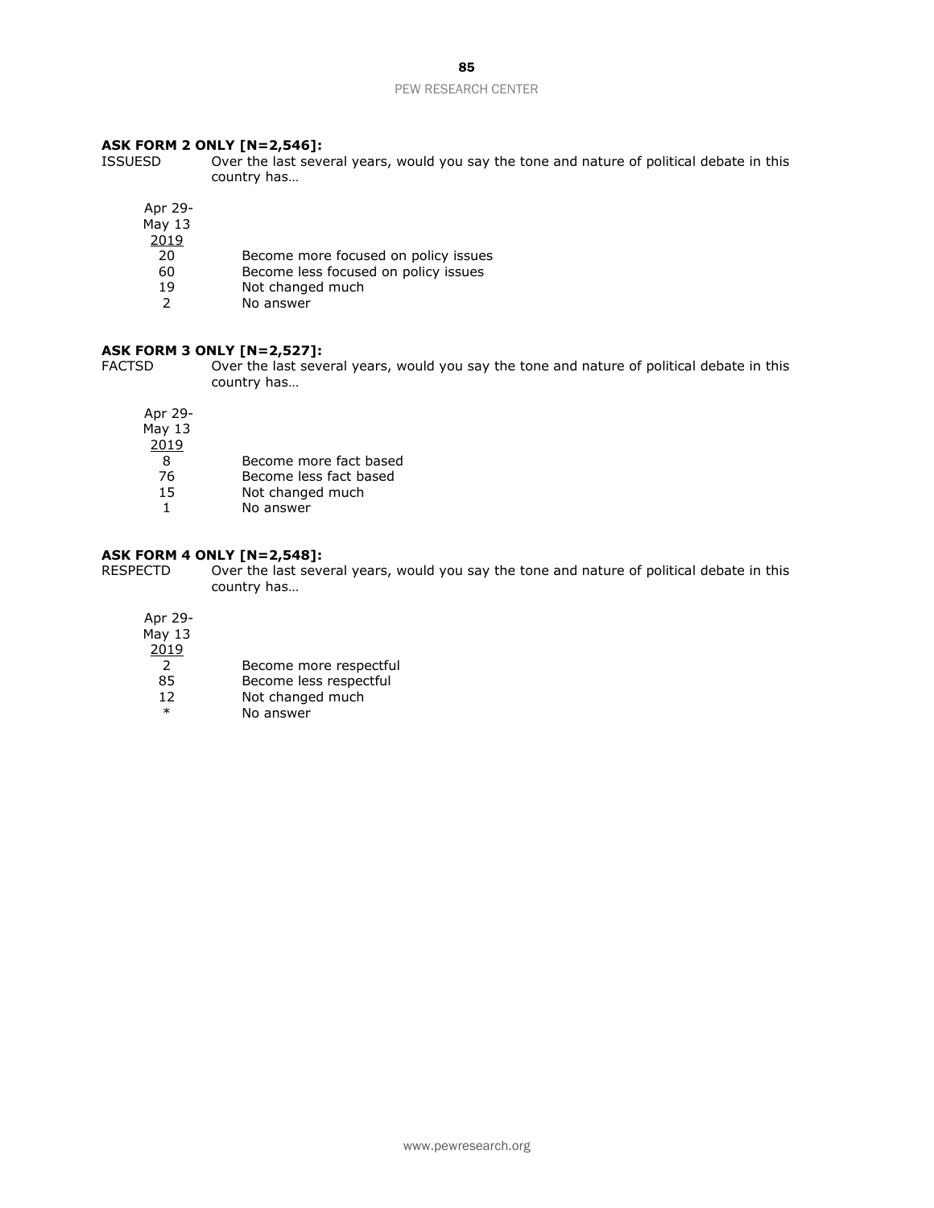**ASK FORM 2 ONLY [N=2,546]:**

ISSUESD Over the last several years, would you say the tone and nature of political debate in this country has…

| Apr 29-May 13 2019 | |
|---|---|
| 20 | Become more focused on policy issues |
| 60 | Become less focused on policy issues |
| 19 | Not changed much |
| 2 | No answer |

**ASK FORM 3 ONLY [N=2,527]:**

FACTSD Over the last several years, would you say the tone and nature of political debate in this country has…

| Apr 29-May 13 2019 | |
|---|---|
| 8 | Become more fact based |
| 76 | Become less fact based |
| 15 | Not changed much |
| 1 | No answer |

**ASK FORM 4 ONLY [N=2,548]:**

RESPECTD Over the last several years, would you say the tone and nature of political debate in this country has…

| Apr 29-May 13 2019 | |
|---|---|
| 2 | Become more respectful |
| 85 | Become less respectful |
| 12 | Not changed much |
| * | No answer |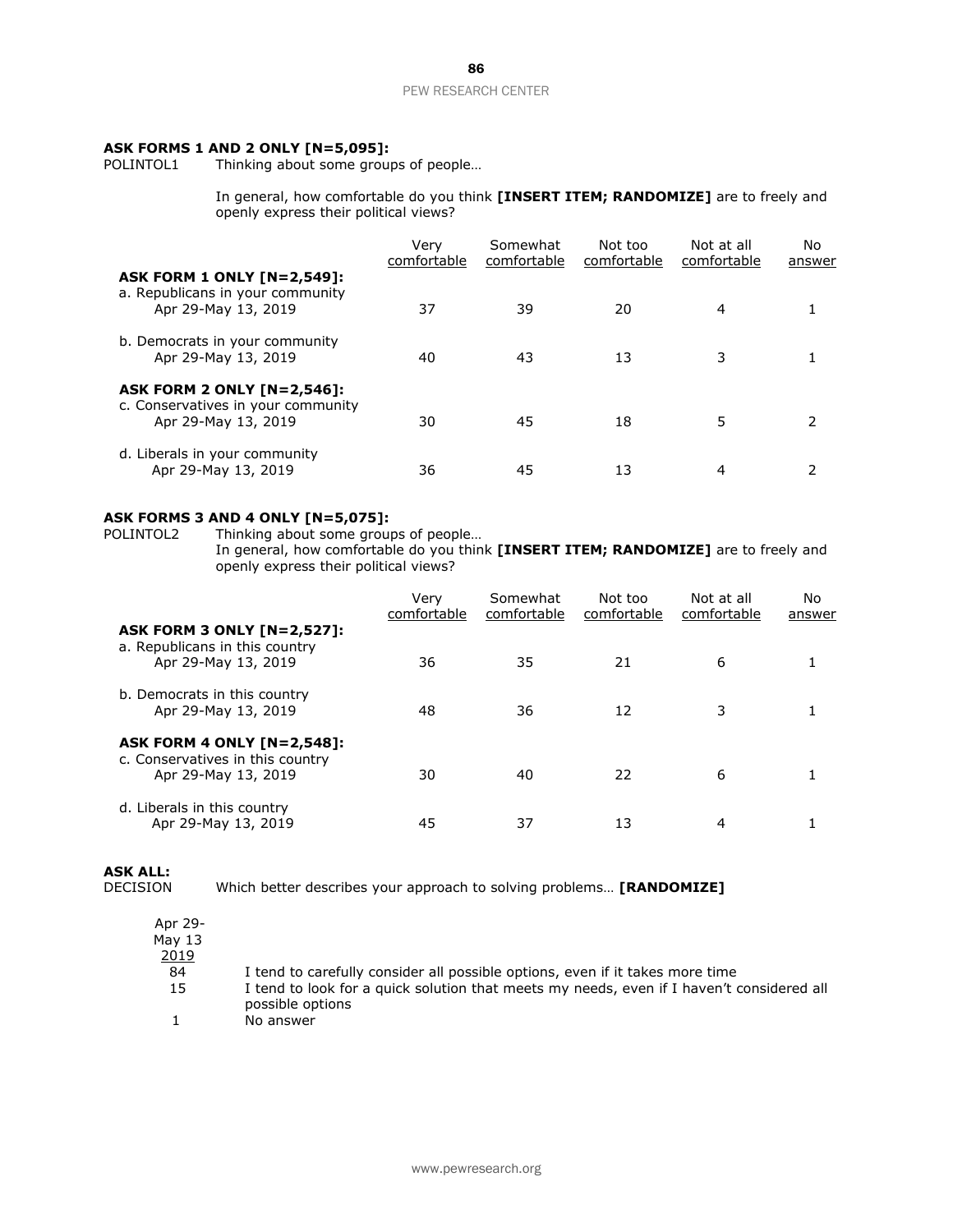**ASK FORMS 1 AND 2 ONLY [N=5,095]:**

POLINTOL1 Thinking about some groups of people…

In general, how comfortable do you think **[INSERT ITEM; RANDOMIZE]** are to freely and openly express their political views?

| | Very comfortable | Somewhat comfortable | Not too comfortable | Not at all comfortable | No answer |
|---|---|---|---|---|---|
| **ASK FORM 1 ONLY [N=2,549]:** | | | | | |
| a. Republicans in your community | | | | | |
| Apr 29-May 13, 2019 | 37 | 39 | 20 | 4 | 1 |
| b. Democrats in your community | | | | | |
| Apr 29-May 13, 2019 | 40 | 43 | 13 | 3 | 1 |
| **ASK FORM 2 ONLY [N=2,546]:** | | | | | |
| c. Conservatives in your community | | | | | |
| Apr 29-May 13, 2019 | 30 | 45 | 18 | 5 | 2 |
| d. Liberals in your community | | | | | |
| Apr 29-May 13, 2019 | 36 | 45 | 13 | 4 | 2 |

**ASK FORMS 3 AND 4 ONLY [N=5,075]:**

POLINTOL2 Thinking about some groups of people…

In general, how comfortable do you think **[INSERT ITEM; RANDOMIZE]** are to freely and openly express their political views?

| | Very comfortable | Somewhat comfortable | Not too comfortable | Not at all comfortable | No answer |
|---|---|---|---|---|---|
| **ASK FORM 3 ONLY [N=2,527]:** | | | | | |
| a. Republicans in this country | | | | | |
| Apr 29-May 13, 2019 | 36 | 35 | 21 | 6 | 1 |
| b. Democrats in this country | | | | | |
| Apr 29-May 13, 2019 | 48 | 36 | 12 | 3 | 1 |
| **ASK FORM 4 ONLY [N=2,548]:** | | | | | |
| c. Conservatives in this country | | | | | |
| Apr 29-May 13, 2019 | 30 | 40 | 22 | 6 | 1 |
| d. Liberals in this country | | | | | |
| Apr 29-May 13, 2019 | 45 | 37 | 13 | 4 | 1 |

**ASK ALL:**

DECISION Which better describes your approach to solving problems… **[RANDOMIZE]**

| Apr 29-May 13 2019 | |
|---|---|
| 84 | I tend to carefully consider all possible options, even if it takes more time |
| 15 | I tend to look for a quick solution that meets my needs, even if I haven't considered all possible options |
| 1 | No answer |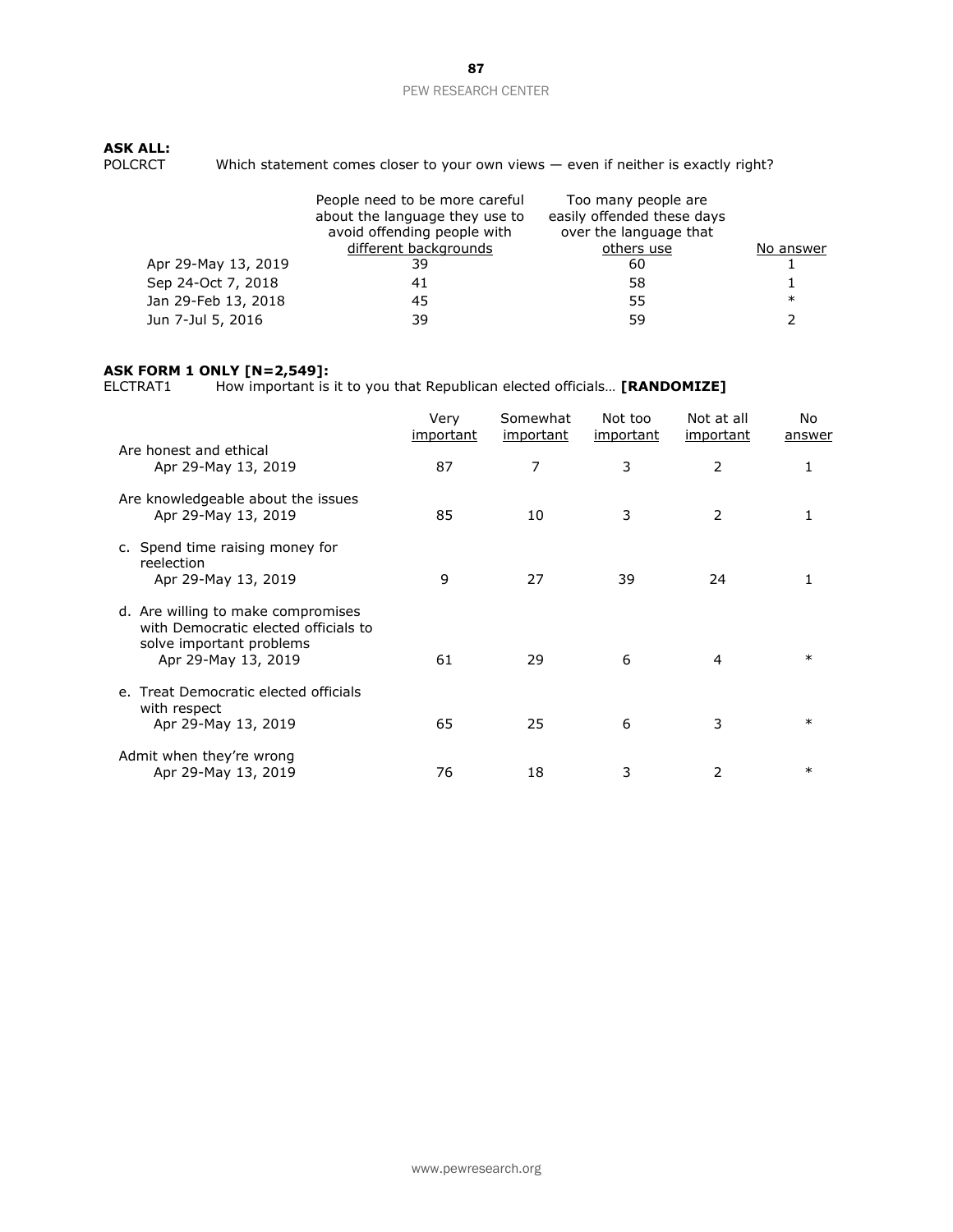**ASK ALL:**

POLCRCT Which statement comes closer to your own views — even if neither is exactly right?

| | People need to be more careful about the language they use to avoid offending people with different backgrounds | Too many people are easily offended these days over the language that others use | No answer |
|---|---|---|---|
| Apr 29-May 13, 2019 | 39 | 60 | 1 |
| Sep 24-Oct 7, 2018 | 41 | 58 | 1 |
| Jan 29-Feb 13, 2018 | 45 | 55 | * |
| Jun 7-Jul 5, 2016 | 39 | 59 | 2 |

**ASK FORM 1 ONLY [N=2,549]:**

ELCTRAT1 How important is it to you that Republican elected officials… **[RANDOMIZE]**

| | Very important | Somewhat important | Not too important | Not at all important | No answer |
|---|---|---|---|---|---|
| Are honest and ethical | | | | | |
| Apr 29-May 13, 2019 | 87 | 7 | 3 | 2 | 1 |
| Are knowledgeable about the issues | | | | | |
| Apr 29-May 13, 2019 | 85 | 10 | 3 | 2 | 1 |
| c. Spend time raising money for reelection | | | | | |
| Apr 29-May 13, 2019 | 9 | 27 | 39 | 24 | 1 |
| d. Are willing to make compromises with Democratic elected officials to solve important problems | | | | | |
| Apr 29-May 13, 2019 | 61 | 29 | 6 | 4 | * |
| e. Treat Democratic elected officials with respect | | | | | |
| Apr 29-May 13, 2019 | 65 | 25 | 6 | 3 | * |
| Admit when they're wrong | | | | | |
| Apr 29-May 13, 2019 | 76 | 18 | 3 | 2 | * |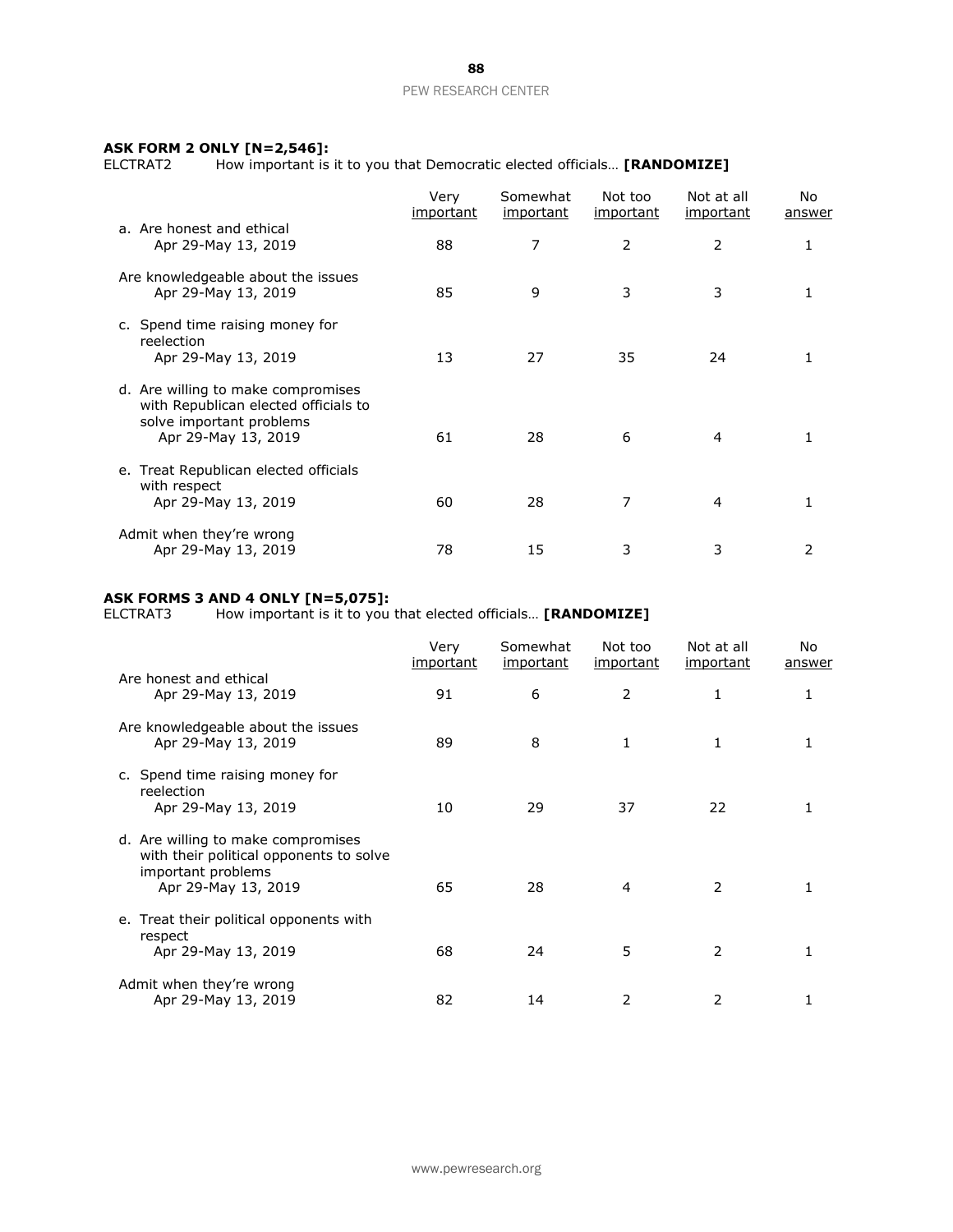**ASK FORM 2 ONLY [N=2,546]:**

ELCTRAT2 How important is it to you that Democratic elected officials… **[RANDOMIZE]**

| | Very important | Somewhat important | Not too important | Not at all important | No answer |
|---|---|---|---|---|---|
| a. Are honest and ethical | | | | | |
| Apr 29-May 13, 2019 | 88 | 7 | 2 | 2 | 1 |
| Are knowledgeable about the issues | | | | | |
| Apr 29-May 13, 2019 | 85 | 9 | 3 | 3 | 1 |
| c. Spend time raising money for reelection | | | | | |
| Apr 29-May 13, 2019 | 13 | 27 | 35 | 24 | 1 |
| d. Are willing to make compromises with Republican elected officials to solve important problems | | | | | |
| Apr 29-May 13, 2019 | 61 | 28 | 6 | 4 | 1 |
| e. Treat Republican elected officials with respect | | | | | |
| Apr 29-May 13, 2019 | 60 | 28 | 7 | 4 | 1 |
| Admit when they're wrong | | | | | |
| Apr 29-May 13, 2019 | 78 | 15 | 3 | 3 | 2 |

**ASK FORMS 3 AND 4 ONLY [N=5,075]:**

ELCTRAT3 How important is it to you that elected officials… **[RANDOMIZE]**

| | Very important | Somewhat important | Not too important | Not at all important | No answer |
|---|---|---|---|---|---|
| Are honest and ethical | | | | | |
| Apr 29-May 13, 2019 | 91 | 6 | 2 | 1 | 1 |
| Are knowledgeable about the issues | | | | | |
| Apr 29-May 13, 2019 | 89 | 8 | 1 | 1 | 1 |
| c. Spend time raising money for reelection | | | | | |
| Apr 29-May 13, 2019 | 10 | 29 | 37 | 22 | 1 |
| d. Are willing to make compromises with their political opponents to solve important problems | | | | | |
| Apr 29-May 13, 2019 | 65 | 28 | 4 | 2 | 1 |
| e. Treat their political opponents with respect | | | | | |
| Apr 29-May 13, 2019 | 68 | 24 | 5 | 2 | 1 |
| Admit when they're wrong | | | | | |
| Apr 29-May 13, 2019 | 82 | 14 | 2 | 2 | 1 |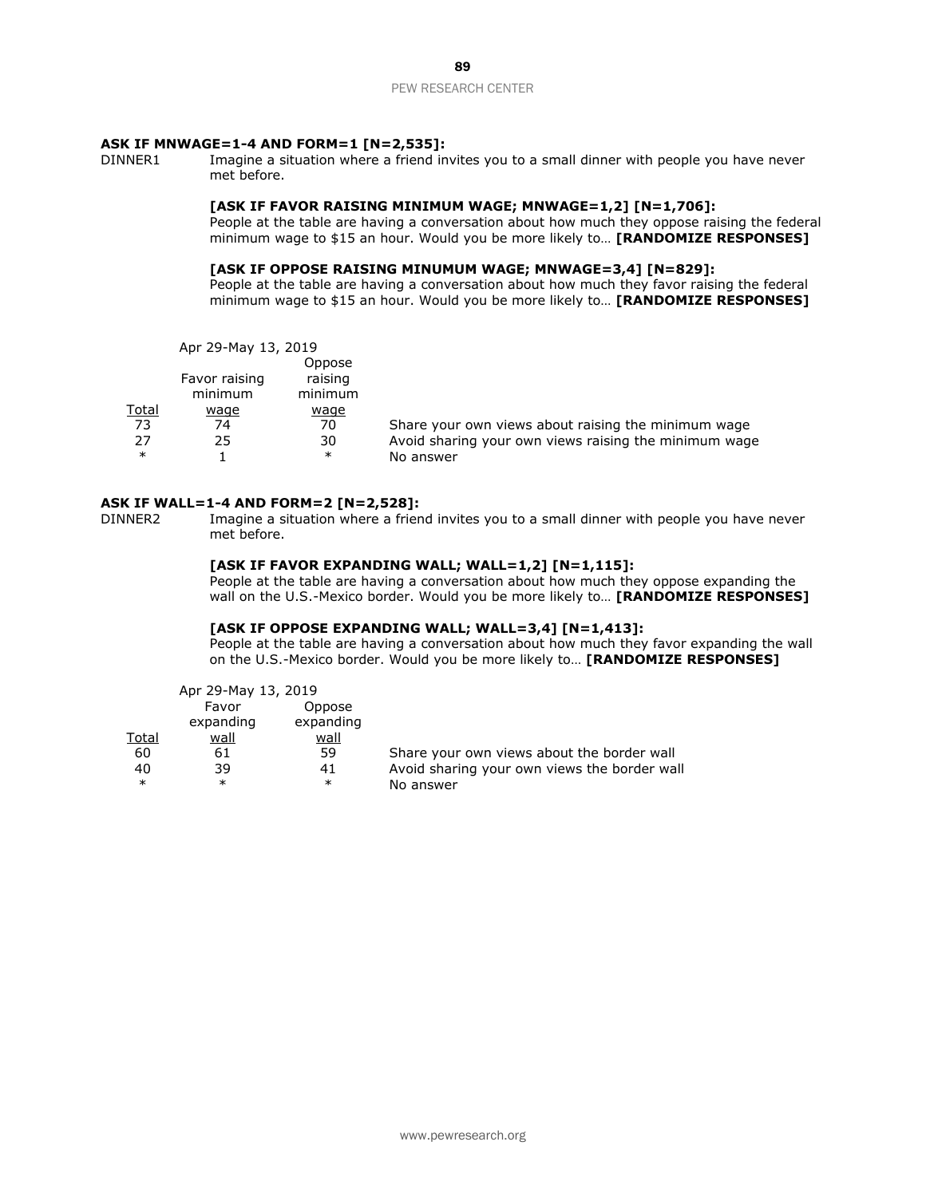**ASK IF MNWAGE=1-4 AND FORM=1 [N=2,535]:**

DINNER1 Imagine a situation where a friend invites you to a small dinner with people you have never met before.

**[ASK IF FAVOR RAISING MINIMUM WAGE; MNWAGE=1,2] [N=1,706]:**
People at the table are having a conversation about how much they oppose raising the federal minimum wage to $15 an hour. Would you be more likely to… **[RANDOMIZE RESPONSES]**

**[ASK IF OPPOSE RAISING MINUMUM WAGE; MNWAGE=3,4] [N=829]:**
People at the table are having a conversation about how much they favor raising the federal minimum wage to $15 an hour. Would you be more likely to… **[RANDOMIZE RESPONSES]**

| | Apr 29-May 13, 2019 | | |
|---|---|---|---|
| Total | Favor raising minimum wage | Oppose raising minimum wage | |
| 73 | 74 | 70 | Share your own views about raising the minimum wage |
| 27 | 25 | 30 | Avoid sharing your own views raising the minimum wage |
| * | 1 | * | No answer |

**ASK IF WALL=1-4 AND FORM=2 [N=2,528]:**

DINNER2 Imagine a situation where a friend invites you to a small dinner with people you have never met before.

**[ASK IF FAVOR EXPANDING WALL; WALL=1,2] [N=1,115]:**
People at the table are having a conversation about how much they oppose expanding the wall on the U.S.-Mexico border. Would you be more likely to… **[RANDOMIZE RESPONSES]**

**[ASK IF OPPOSE EXPANDING WALL; WALL=3,4] [N=1,413]:**
People at the table are having a conversation about how much they favor expanding the wall on the U.S.-Mexico border. Would you be more likely to… **[RANDOMIZE RESPONSES]**

| | Apr 29-May 13, 2019 | | |
|---|---|---|---|
| Total | Favor expanding wall | Oppose expanding wall | |
| 60 | 61 | 59 | Share your own views about the border wall |
| 40 | 39 | 41 | Avoid sharing your own views the border wall |
| * | * | * | No answer |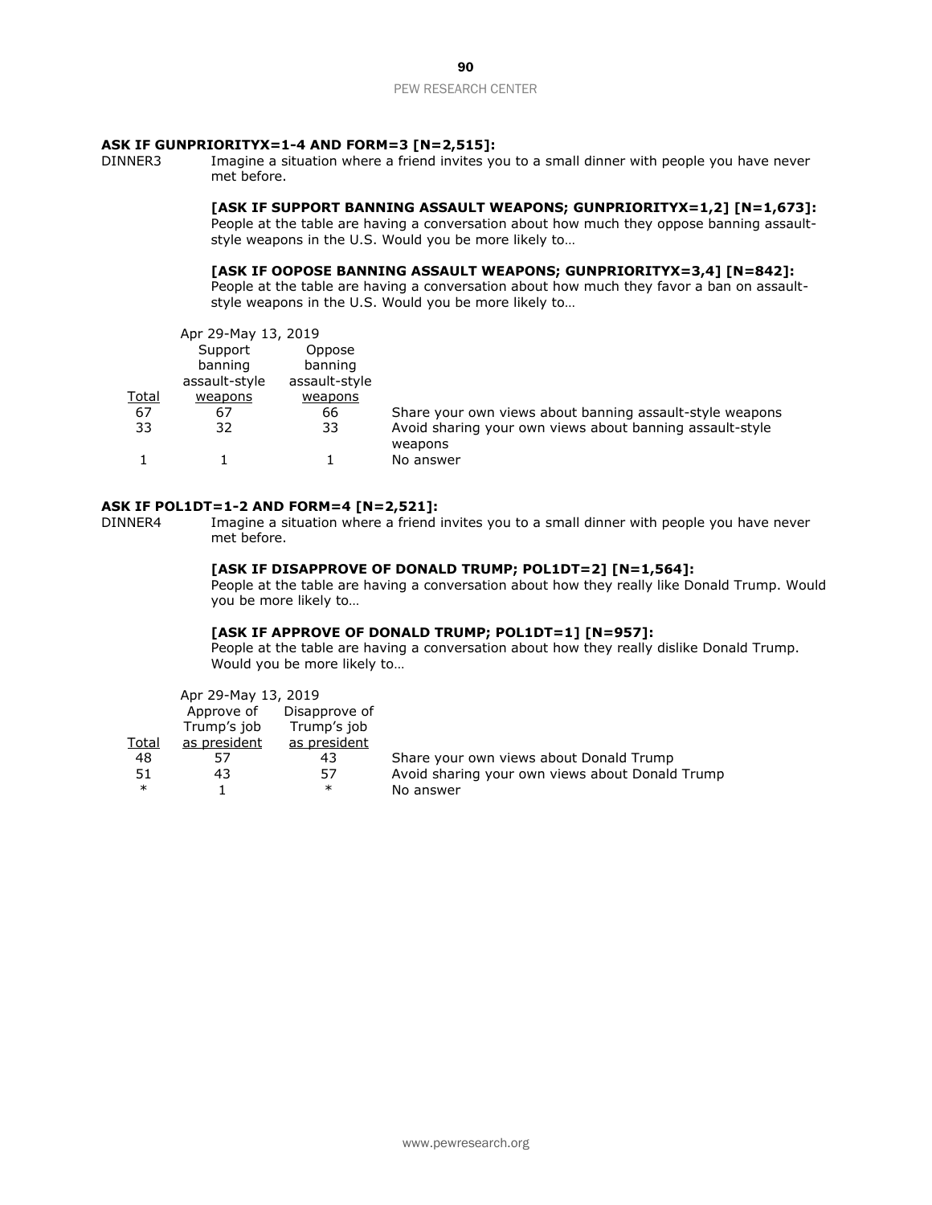**ASK IF GUNPRIORITYX=1-4 AND FORM=3 [N=2,515]:**

DINNER3 Imagine a situation where a friend invites you to a small dinner with people you have never met before.

**[ASK IF SUPPORT BANNING ASSAULT WEAPONS; GUNPRIORITYX=1,2] [N=1,673]:**
People at the table are having a conversation about how much they oppose banning assault-style weapons in the U.S. Would you be more likely to…

**[ASK IF OOPOSE BANNING ASSAULT WEAPONS; GUNPRIORITYX=3,4] [N=842]:**
People at the table are having a conversation about how much they favor a ban on assault-style weapons in the U.S. Would you be more likely to…

| | Apr 29-May 13, 2019 | | |
|---|---|---|---|
| Total | Support banning assault-style weapons | Oppose banning assault-style weapons | |
| 67 | 67 | 66 | Share your own views about banning assault-style weapons |
| 33 | 32 | 33 | Avoid sharing your own views about banning assault-style weapons |
| 1 | 1 | 1 | No answer |

**ASK IF POL1DT=1-2 AND FORM=4 [N=2,521]:**

DINNER4 Imagine a situation where a friend invites you to a small dinner with people you have never met before.

**[ASK IF DISAPPROVE OF DONALD TRUMP; POL1DT=2] [N=1,564]:**
People at the table are having a conversation about how they really like Donald Trump. Would you be more likely to…

**[ASK IF APPROVE OF DONALD TRUMP; POL1DT=1] [N=957]:**
People at the table are having a conversation about how they really dislike Donald Trump. Would you be more likely to…

| | Apr 29-May 13, 2019 | | |
|---|---|---|---|
| Total | Approve of Trump's job as president | Disapprove of Trump's job as president | |
| 48 | 57 | 43 | Share your own views about Donald Trump |
| 51 | 43 | 57 | Avoid sharing your own views about Donald Trump |
| * | 1 | * | No answer |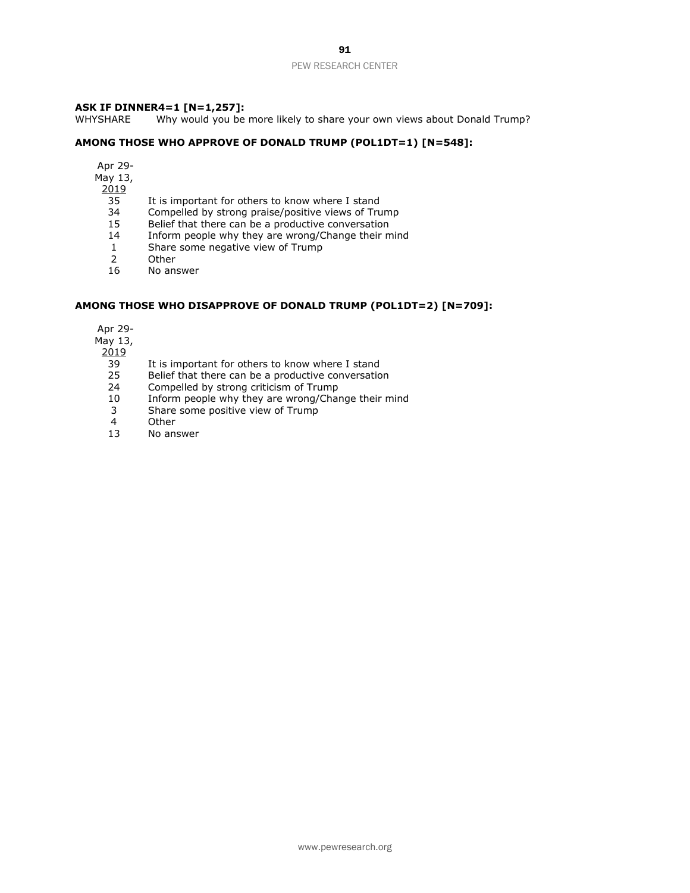**ASK IF DINNER4=1 [N=1,257]:**

WHYSHARE Why would you be more likely to share your own views about Donald Trump?

**AMONG THOSE WHO APPROVE OF DONALD TRUMP (POL1DT=1) [N=548]:**

| Apr 29-May 13, 2019 | |
|---|---|
| 35 | It is important for others to know where I stand |
| 34 | Compelled by strong praise/positive views of Trump |
| 15 | Belief that there can be a productive conversation |
| 14 | Inform people why they are wrong/Change their mind |
| 1 | Share some negative view of Trump |
| 2 | Other |
| 16 | No answer |

**AMONG THOSE WHO DISAPPROVE OF DONALD TRUMP (POL1DT=2) [N=709]:**

| Apr 29-May 13, 2019 | |
|---|---|
| 39 | It is important for others to know where I stand |
| 25 | Belief that there can be a productive conversation |
| 24 | Compelled by strong criticism of Trump |
| 10 | Inform people why they are wrong/Change their mind |
| 3 | Share some positive view of Trump |
| 4 | Other |
| 13 | No answer |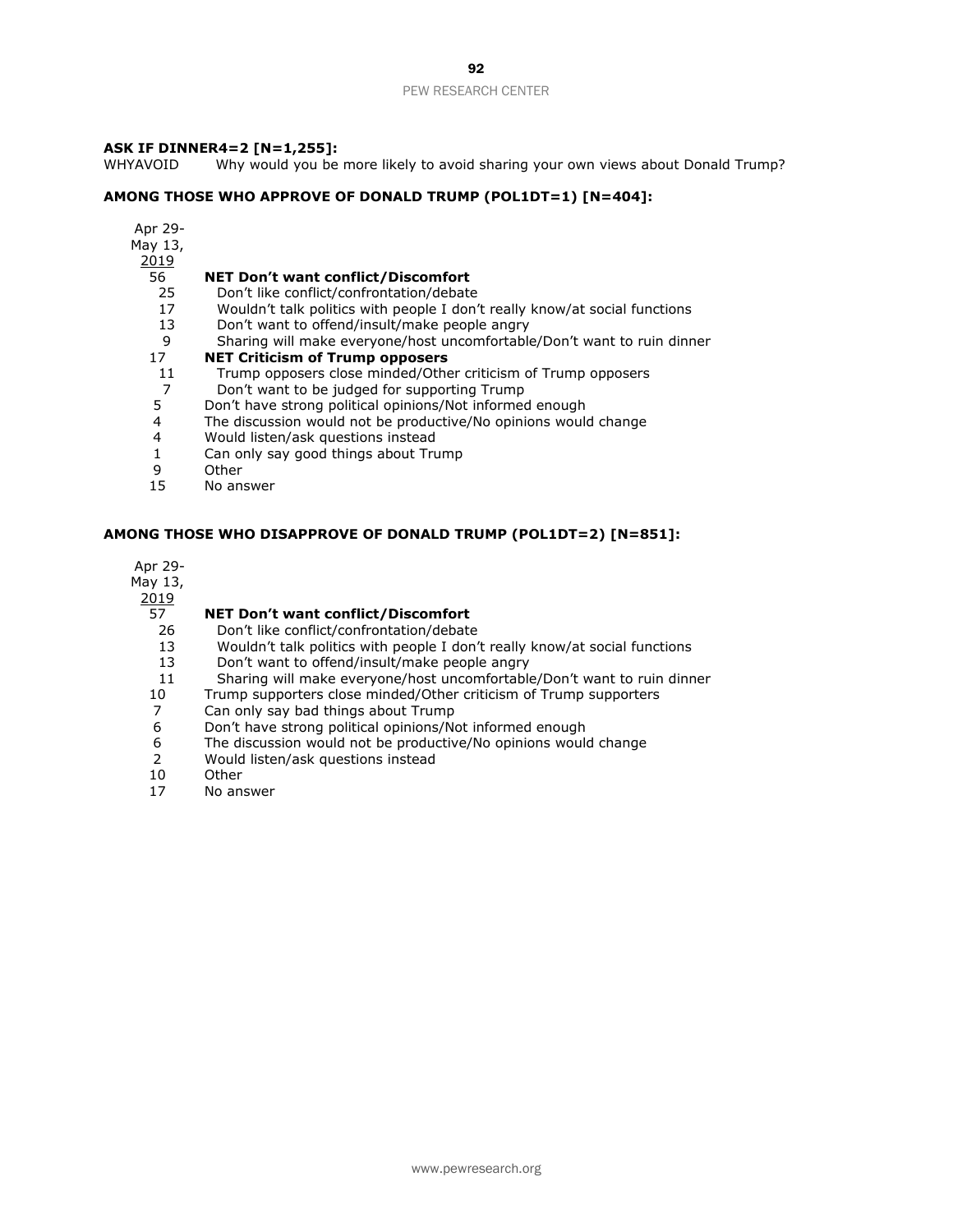**ASK IF DINNER4=2 [N=1,255]:**

WHYAVOID Why would you be more likely to avoid sharing your own views about Donald Trump?

**AMONG THOSE WHO APPROVE OF DONALD TRUMP (POL1DT=1) [N=404]:**

| Apr 29-May 13, 2019 | |
|---|---|
| 56 | **NET Don't want conflict/Discomfort** |
| 25 | Don't like conflict/confrontation/debate |
| 17 | Wouldn't talk politics with people I don't really know/at social functions |
| 13 | Don't want to offend/insult/make people angry |
| 9 | Sharing will make everyone/host uncomfortable/Don't want to ruin dinner |
| 17 | **NET Criticism of Trump opposers** |
| 11 | Trump opposers close minded/Other criticism of Trump opposers |
| 7 | Don't want to be judged for supporting Trump |
| 5 | Don't have strong political opinions/Not informed enough |
| 4 | The discussion would not be productive/No opinions would change |
| 4 | Would listen/ask questions instead |
| 1 | Can only say good things about Trump |
| 9 | Other |
| 15 | No answer |

**AMONG THOSE WHO DISAPPROVE OF DONALD TRUMP (POL1DT=2) [N=851]:**

| Apr 29-May 13, 2019 | |
|---|---|
| 57 | **NET Don't want conflict/Discomfort** |
| 26 | Don't like conflict/confrontation/debate |
| 13 | Wouldn't talk politics with people I don't really know/at social functions |
| 13 | Don't want to offend/insult/make people angry |
| 11 | Sharing will make everyone/host uncomfortable/Don't want to ruin dinner |
| 10 | Trump supporters close minded/Other criticism of Trump supporters |
| 7 | Can only say bad things about Trump |
| 6 | Don't have strong political opinions/Not informed enough |
| 6 | The discussion would not be productive/No opinions would change |
| 2 | Would listen/ask questions instead |
| 10 | Other |
| 17 | No answer |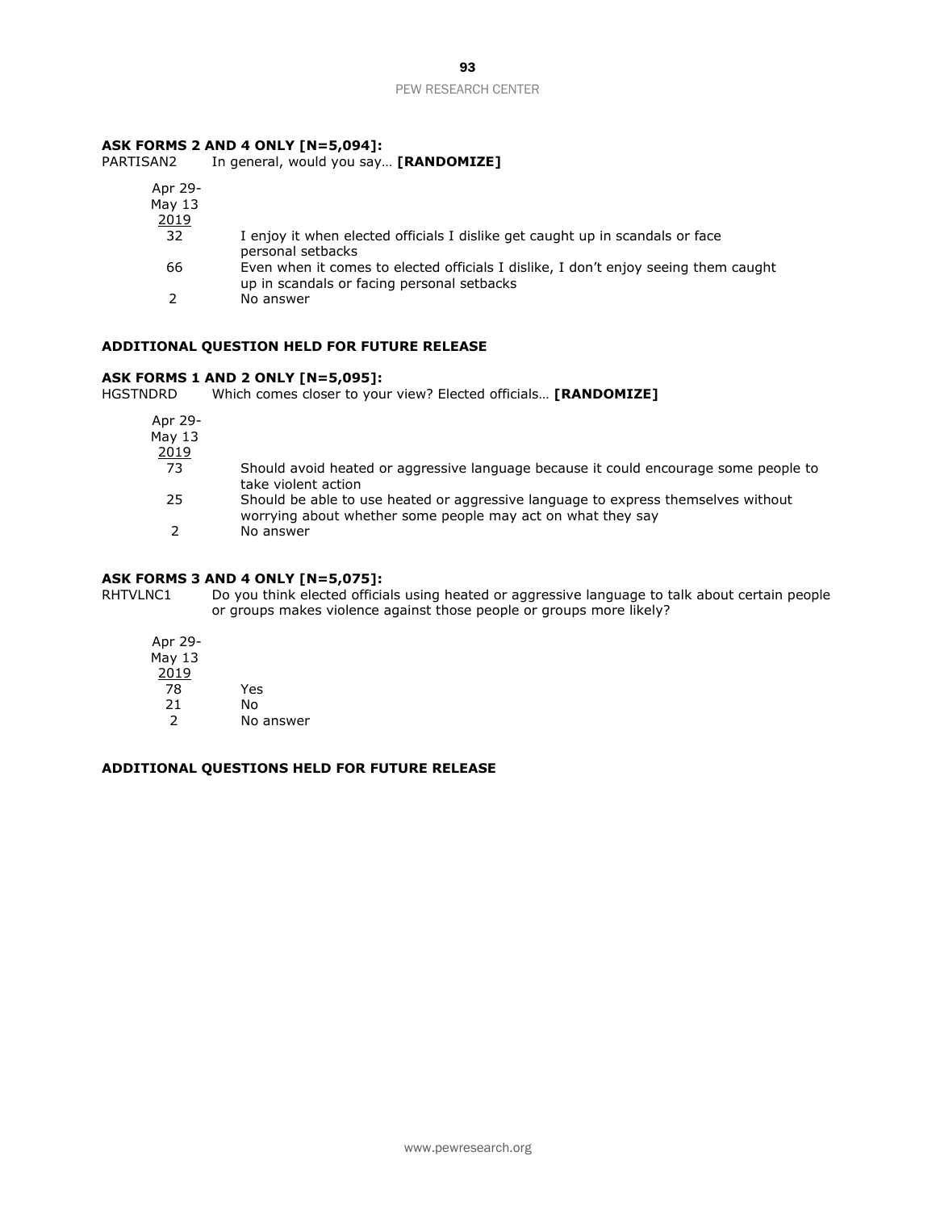**ASK FORMS 2 AND 4 ONLY [N=5,094]:**

PARTISAN2 In general, would you say… **[RANDOMIZE]**

| Apr 29-May 13 2019 | |
|---|---|
| 32 | I enjoy it when elected officials I dislike get caught up in scandals or face personal setbacks |
| 66 | Even when it comes to elected officials I dislike, I don't enjoy seeing them caught up in scandals or facing personal setbacks |
| 2 | No answer |

**ADDITIONAL QUESTION HELD FOR FUTURE RELEASE**

**ASK FORMS 1 AND 2 ONLY [N=5,095]:**

HGSTNDRD Which comes closer to your view? Elected officials… **[RANDOMIZE]**

| Apr 29-May 13 2019 | |
|---|---|
| 73 | Should avoid heated or aggressive language because it could encourage some people to take violent action |
| 25 | Should be able to use heated or aggressive language to express themselves without worrying about whether some people may act on what they say |
| 2 | No answer |

**ASK FORMS 3 AND 4 ONLY [N=5,075]:**

RHTVLNC1 Do you think elected officials using heated or aggressive language to talk about certain people or groups makes violence against those people or groups more likely?

| Apr 29-May 13 2019 | |
|---|---|
| 78 | Yes |
| 21 | No |
| 2 | No answer |

**ADDITIONAL QUESTIONS HELD FOR FUTURE RELEASE**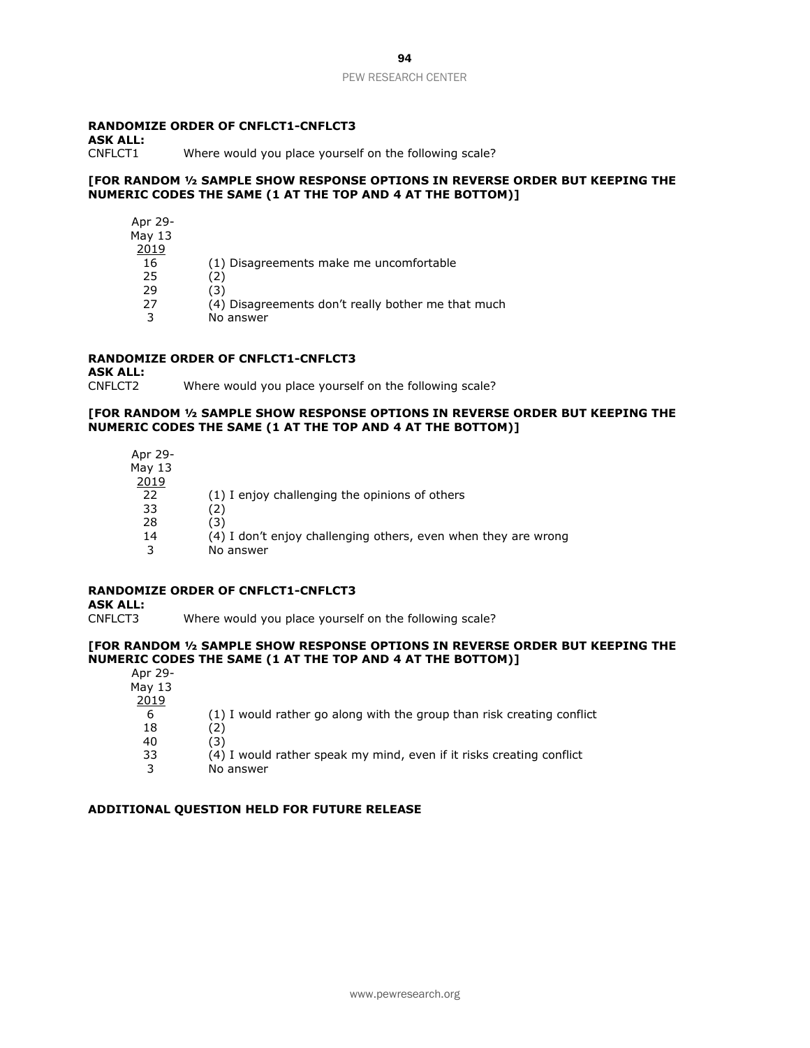**RANDOMIZE ORDER OF CNFLCT1-CNFLCT3**
**ASK ALL:**
CNFLCT1 Where would you place yourself on the following scale?

**[FOR RANDOM ½ SAMPLE SHOW RESPONSE OPTIONS IN REVERSE ORDER BUT KEEPING THE NUMERIC CODES THE SAME (1 AT THE TOP AND 4 AT THE BOTTOM)]**

| Apr 29-May 13 2019 | |
|---|---|
| 16 | (1) Disagreements make me uncomfortable |
| 25 | (2) |
| 29 | (3) |
| 27 | (4) Disagreements don't really bother me that much |
| 3 | No answer |

**RANDOMIZE ORDER OF CNFLCT1-CNFLCT3**
**ASK ALL:**
CNFLCT2 Where would you place yourself on the following scale?

**[FOR RANDOM ½ SAMPLE SHOW RESPONSE OPTIONS IN REVERSE ORDER BUT KEEPING THE NUMERIC CODES THE SAME (1 AT THE TOP AND 4 AT THE BOTTOM)]**

| Apr 29-May 13 2019 | |
|---|---|
| 22 | (1) I enjoy challenging the opinions of others |
| 33 | (2) |
| 28 | (3) |
| 14 | (4) I don't enjoy challenging others, even when they are wrong |
| 3 | No answer |

**RANDOMIZE ORDER OF CNFLCT1-CNFLCT3**
**ASK ALL:**
CNFLCT3 Where would you place yourself on the following scale?

**[FOR RANDOM ½ SAMPLE SHOW RESPONSE OPTIONS IN REVERSE ORDER BUT KEEPING THE NUMERIC CODES THE SAME (1 AT THE TOP AND 4 AT THE BOTTOM)]**

| Apr 29-May 13 2019 | |
|---|---|
| 6 | (1) I would rather go along with the group than risk creating conflict |
| 18 | (2) |
| 40 | (3) |
| 33 | (4) I would rather speak my mind, even if it risks creating conflict |
| 3 | No answer |

**ADDITIONAL QUESTION HELD FOR FUTURE RELEASE**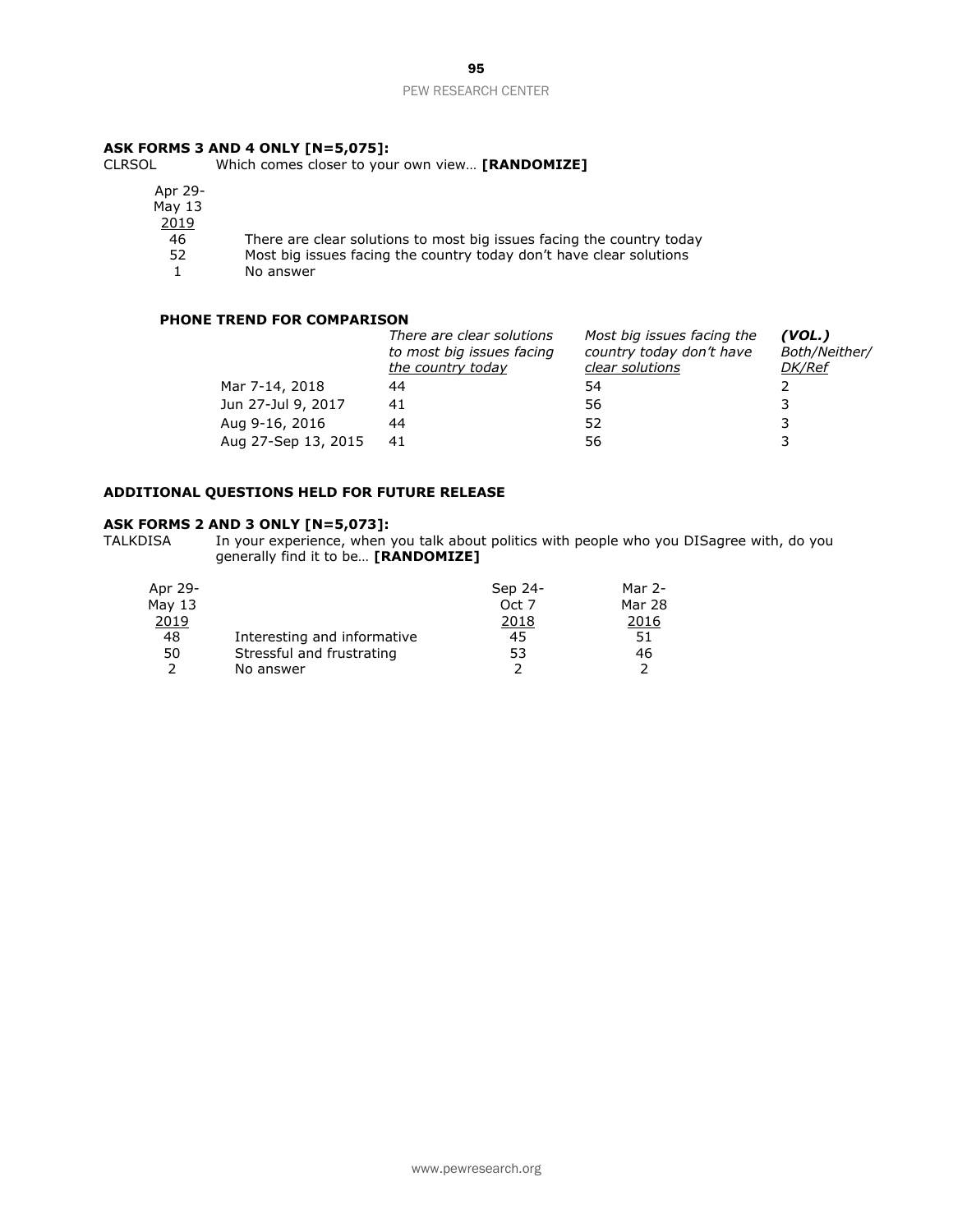**ASK FORMS 3 AND 4 ONLY [N=5,075]:**

CLRSOL Which comes closer to your own view… **[RANDOMIZE]**

| Apr 29-May 13 2019 | |
|---|---|
| 46 | There are clear solutions to most big issues facing the country today |
| 52 | Most big issues facing the country today don't have clear solutions |
| 1 | No answer |

**PHONE TREND FOR COMPARISON**

| | *There are clear solutions to most big issues facing the country today* | *Most big issues facing the country today don't have clear solutions* | ***(VOL.)*** *Both/Neither/ DK/Ref* |
|---|---|---|---|
| Mar 7-14, 2018 | 44 | 54 | 2 |
| Jun 27-Jul 9, 2017 | 41 | 56 | 3 |
| Aug 9-16, 2016 | 44 | 52 | 3 |
| Aug 27-Sep 13, 2015 | 41 | 56 | 3 |

**ADDITIONAL QUESTIONS HELD FOR FUTURE RELEASE**

**ASK FORMS 2 AND 3 ONLY [N=5,073]:**

TALKDISA In your experience, when you talk about politics with people who you DISagree with, do you generally find it to be… **[RANDOMIZE]**

| Apr 29-May 13 2019 | | Sep 24-Oct 7 2018 | Mar 2-Mar 28 2016 |
|---|---|---|---|
| 48 | Interesting and informative | 45 | 51 |
| 50 | Stressful and frustrating | 53 | 46 |
| 2 | No answer | 2 | 2 |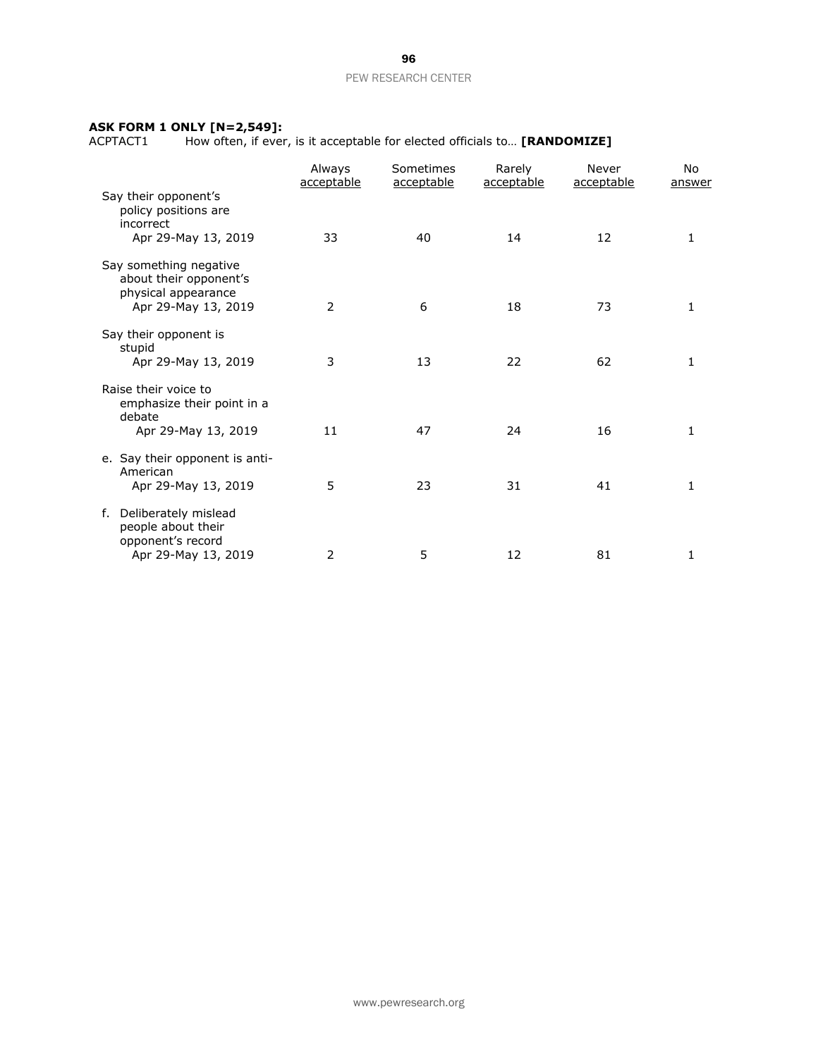**ASK FORM 1 ONLY [N=2,549]:**

ACPTACT1 How often, if ever, is it acceptable for elected officials to… **[RANDOMIZE]**

| | Always acceptable | Sometimes acceptable | Rarely acceptable | Never acceptable | No answer |
|---|---|---|---|---|---|
| Say their opponent's policy positions are incorrect | | | | | |
| Apr 29-May 13, 2019 | 33 | 40 | 14 | 12 | 1 |
| Say something negative about their opponent's physical appearance | | | | | |
| Apr 29-May 13, 2019 | 2 | 6 | 18 | 73 | 1 |
| Say their opponent is stupid | | | | | |
| Apr 29-May 13, 2019 | 3 | 13 | 22 | 62 | 1 |
| Raise their voice to emphasize their point in a debate | | | | | |
| Apr 29-May 13, 2019 | 11 | 47 | 24 | 16 | 1 |
| e. Say their opponent is anti-American | | | | | |
| Apr 29-May 13, 2019 | 5 | 23 | 31 | 41 | 1 |
| f. Deliberately mislead people about their opponent's record | | | | | |
| Apr 29-May 13, 2019 | 2 | 5 | 12 | 81 | 1 |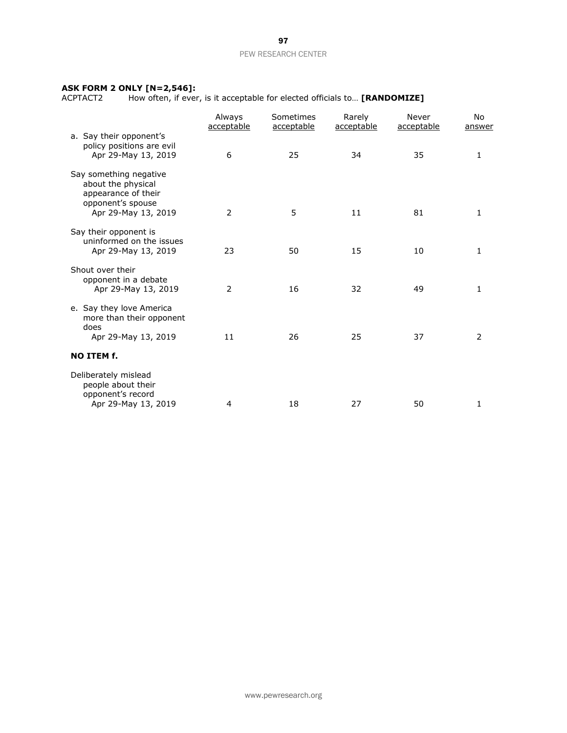**ASK FORM 2 ONLY [N=2,546]:**

ACPTACT2 How often, if ever, is it acceptable for elected officials to… **[RANDOMIZE]**

| | Always acceptable | Sometimes acceptable | Rarely acceptable | Never acceptable | No answer |
|---|---|---|---|---|---|
| a. Say their opponent's policy positions are evil | | | | | |
| Apr 29-May 13, 2019 | 6 | 25 | 34 | 35 | 1 |
| Say something negative about the physical appearance of their opponent's spouse | | | | | |
| Apr 29-May 13, 2019 | 2 | 5 | 11 | 81 | 1 |
| Say their opponent is uninformed on the issues | | | | | |
| Apr 29-May 13, 2019 | 23 | 50 | 15 | 10 | 1 |
| Shout over their opponent in a debate | | | | | |
| Apr 29-May 13, 2019 | 2 | 16 | 32 | 49 | 1 |
| e. Say they love America more than their opponent does | | | | | |
| Apr 29-May 13, 2019 | 11 | 26 | 25 | 37 | 2 |
| **NO ITEM f.** | | | | | |
| Deliberately mislead people about their opponent's record | | | | | |
| Apr 29-May 13, 2019 | 4 | 18 | 27 | 50 | 1 |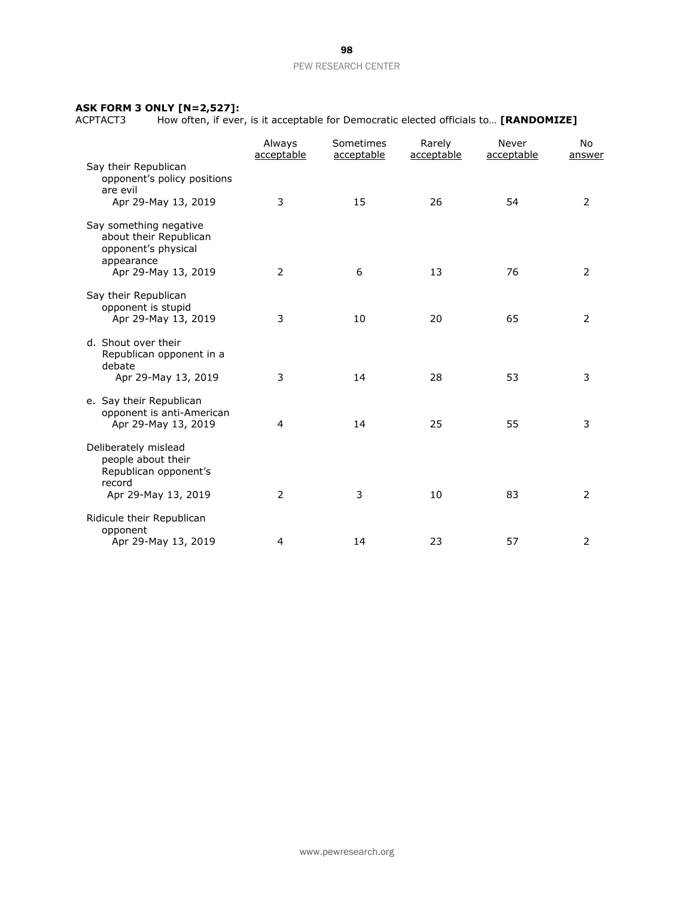**ASK FORM 3 ONLY [N=2,527]:**

ACPTACT3 How often, if ever, is it acceptable for Democratic elected officials to… **[RANDOMIZE]**

| | Always acceptable | Sometimes acceptable | Rarely acceptable | Never acceptable | No answer |
|---|---|---|---|---|---|
| Say their Republican opponent's policy positions are evil | | | | | |
| Apr 29-May 13, 2019 | 3 | 15 | 26 | 54 | 2 |
| Say something negative about their Republican opponent's physical appearance | | | | | |
| Apr 29-May 13, 2019 | 2 | 6 | 13 | 76 | 2 |
| Say their Republican opponent is stupid | | | | | |
| Apr 29-May 13, 2019 | 3 | 10 | 20 | 65 | 2 |
| d. Shout over their Republican opponent in a debate | | | | | |
| Apr 29-May 13, 2019 | 3 | 14 | 28 | 53 | 3 |
| e. Say their Republican opponent is anti-American | | | | | |
| Apr 29-May 13, 2019 | 4 | 14 | 25 | 55 | 3 |
| Deliberately mislead people about their Republican opponent's record | | | | | |
| Apr 29-May 13, 2019 | 2 | 3 | 10 | 83 | 2 |
| Ridicule their Republican opponent | | | | | |
| Apr 29-May 13, 2019 | 4 | 14 | 23 | 57 | 2 |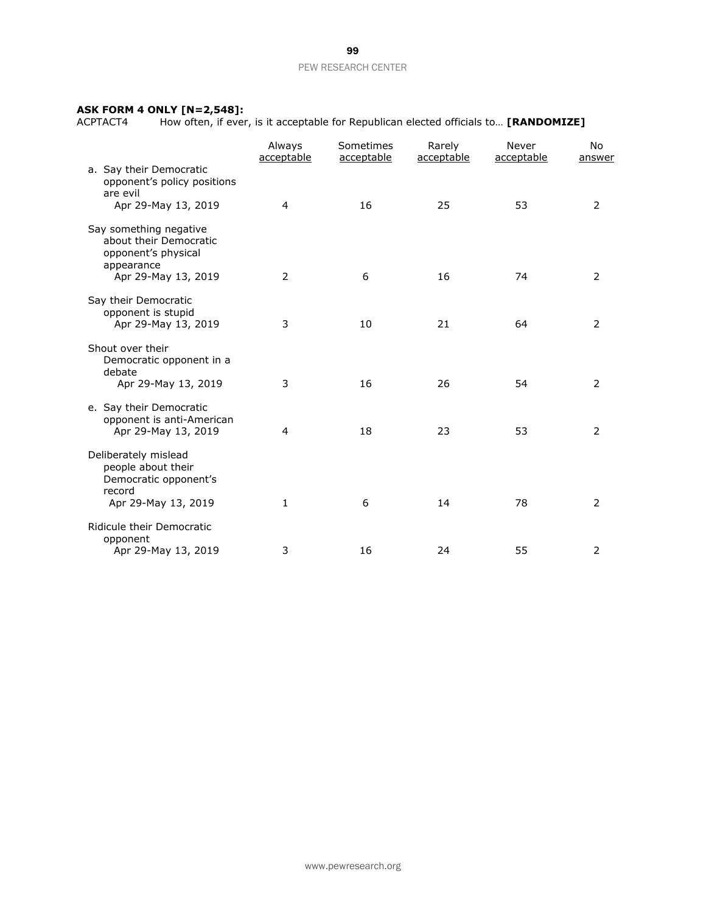**ASK FORM 4 ONLY [N=2,548]:**

ACPTACT4 How often, if ever, is it acceptable for Republican elected officials to… **[RANDOMIZE]**

| | Always acceptable | Sometimes acceptable | Rarely acceptable | Never acceptable | No answer |
|---|---|---|---|---|---|
| a. Say their Democratic opponent's policy positions are evil | | | | | |
| Apr 29-May 13, 2019 | 4 | 16 | 25 | 53 | 2 |
| Say something negative about their Democratic opponent's physical appearance | | | | | |
| Apr 29-May 13, 2019 | 2 | 6 | 16 | 74 | 2 |
| Say their Democratic opponent is stupid | | | | | |
| Apr 29-May 13, 2019 | 3 | 10 | 21 | 64 | 2 |
| Shout over their Democratic opponent in a debate | | | | | |
| Apr 29-May 13, 2019 | 3 | 16 | 26 | 54 | 2 |
| e. Say their Democratic opponent is anti-American | | | | | |
| Apr 29-May 13, 2019 | 4 | 18 | 23 | 53 | 2 |
| Deliberately mislead people about their Democratic opponent's record | | | | | |
| Apr 29-May 13, 2019 | 1 | 6 | 14 | 78 | 2 |
| Ridicule their Democratic opponent | | | | | |
| Apr 29-May 13, 2019 | 3 | 16 | 24 | 55 | 2 |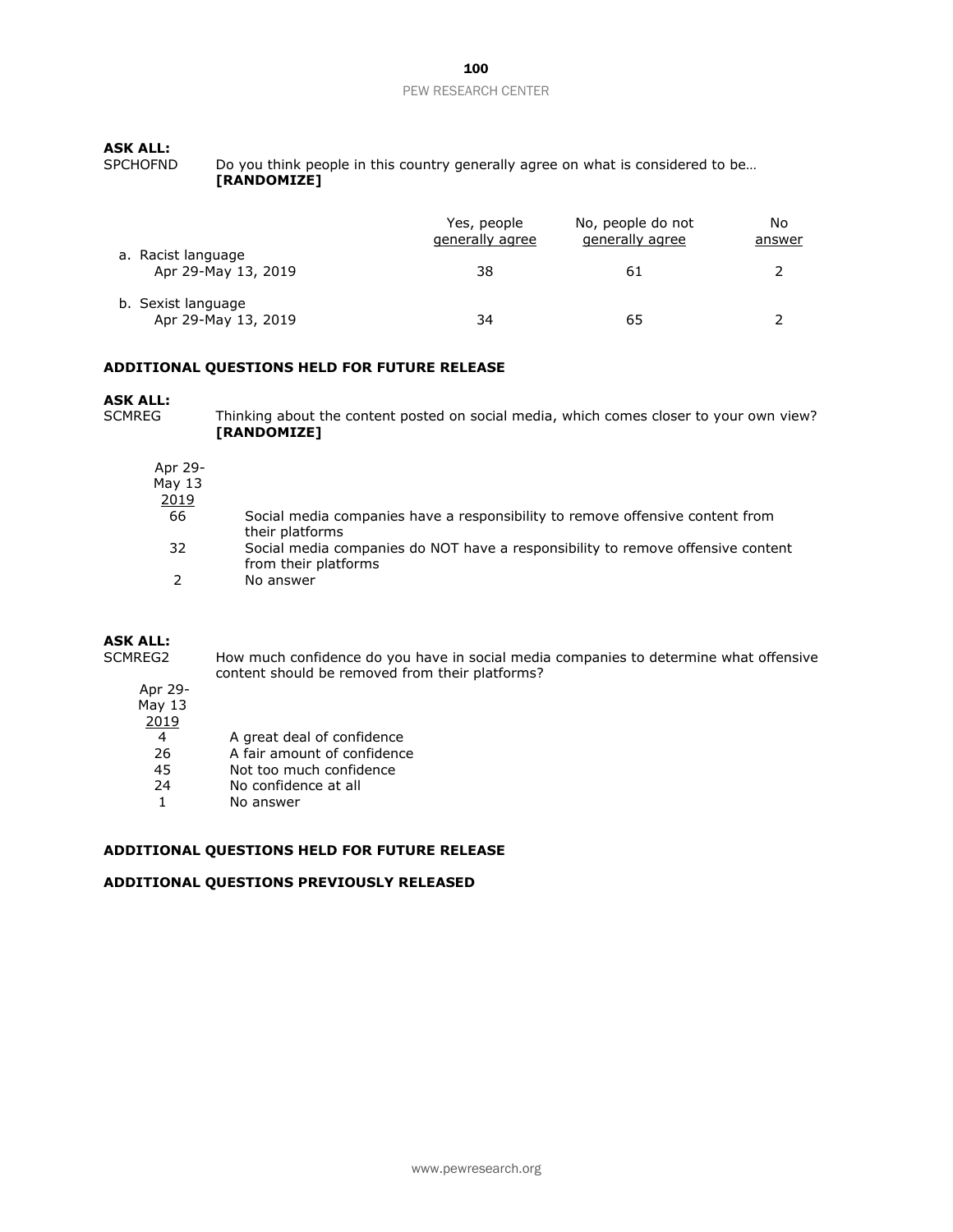**ASK ALL:**

SPCHOFND Do you think people in this country generally agree on what is considered to be… **[RANDOMIZE]**

| | Yes, people generally agree | No, people do not generally agree | No answer |
|---|---|---|---|
| a. Racist language | | | |
| Apr 29-May 13, 2019 | 38 | 61 | 2 |
| b. Sexist language | | | |
| Apr 29-May 13, 2019 | 34 | 65 | 2 |

**ADDITIONAL QUESTIONS HELD FOR FUTURE RELEASE**

**ASK ALL:**

SCMREG Thinking about the content posted on social media, which comes closer to your own view? **[RANDOMIZE]**

| Apr 29-May 13 2019 | |
|---|---|
| 66 | Social media companies have a responsibility to remove offensive content from their platforms |
| 32 | Social media companies do NOT have a responsibility to remove offensive content from their platforms |
| 2 | No answer |

**ASK ALL:**

SCMREG2 How much confidence do you have in social media companies to determine what offensive content should be removed from their platforms?

| Apr 29-May 13 2019 | |
|---|---|
| 4 | A great deal of confidence |
| 26 | A fair amount of confidence |
| 45 | Not too much confidence |
| 24 | No confidence at all |
| 1 | No answer |

**ADDITIONAL QUESTIONS HELD FOR FUTURE RELEASE**

**ADDITIONAL QUESTIONS PREVIOUSLY RELEASED**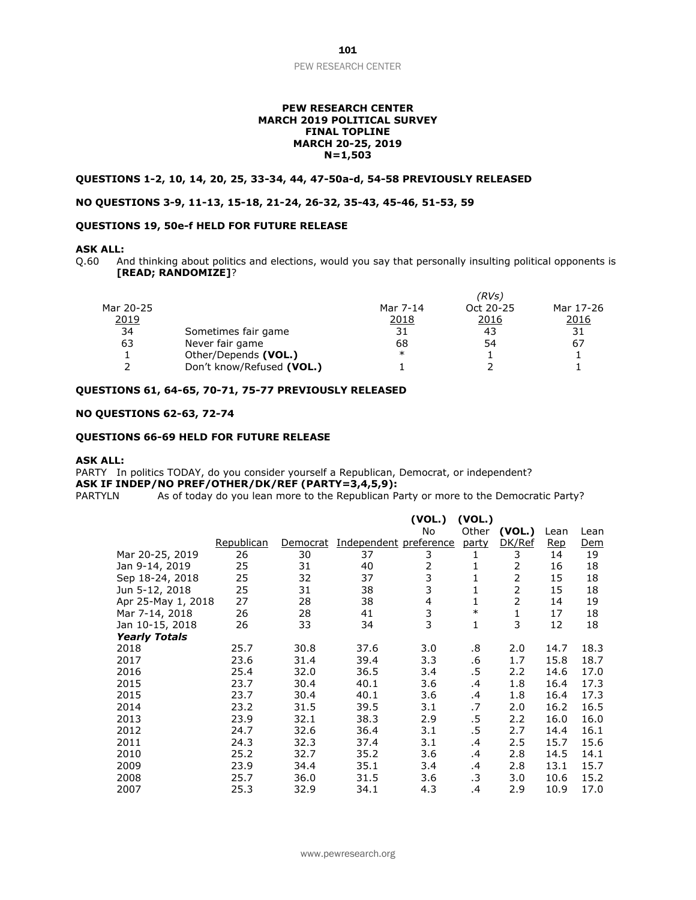**PEW RESEARCH CENTER**
**MARCH 2019 POLITICAL SURVEY**
**FINAL TOPLINE**
**MARCH 20-25, 2019**
**N=1,503**

**QUESTIONS 1-2, 10, 14, 20, 25, 33-34, 44, 47-50a-d, 54-58 PREVIOUSLY RELEASED**

**NO QUESTIONS 3-9, 11-13, 15-18, 21-24, 26-32, 35-43, 45-46, 51-53, 59**

**QUESTIONS 19, 50e-f HELD FOR FUTURE RELEASE**

**ASK ALL:**
Q.60 And thinking about politics and elections, would you say that personally insulting political opponents is **[READ; RANDOMIZE]**?

| Mar 20-25 2019 | | Mar 7-14 2018 | (RVs) Oct 20-25 2016 | Mar 17-26 2016 |
|---|---|---|---|---|
| 34 | Sometimes fair game | 31 | 43 | 31 |
| 63 | Never fair game | 68 | 54 | 67 |
| 1 | Other/Depends **(VOL.)** | * | 1 | 1 |
| 2 | Don't know/Refused **(VOL.)** | 1 | 2 | 1 |

**QUESTIONS 61, 64-65, 70-71, 75-77 PREVIOUSLY RELEASED**

**NO QUESTIONS 62-63, 72-74**

**QUESTIONS 66-69 HELD FOR FUTURE RELEASE**

**ASK ALL:**
PARTY In politics TODAY, do you consider yourself a Republican, Democrat, or independent?
**ASK IF INDEP/NO PREF/OTHER/DK/REF (PARTY=3,4,5,9):**
PARTYLN As of today do you lean more to the Republican Party or more to the Democratic Party?

| | Republican | Democrat | Independent | (VOL.) No preference | (VOL.) Other party | (VOL.) DK/Ref | Lean Rep | Lean Dem |
|---|---|---|---|---|---|---|---|---|
| Mar 20-25, 2019 | 26 | 30 | 37 | 3 | 1 | 3 | 14 | 19 |
| Jan 9-14, 2019 | 25 | 31 | 40 | 2 | 1 | 2 | 16 | 18 |
| Sep 18-24, 2018 | 25 | 32 | 37 | 3 | 1 | 2 | 15 | 18 |
| Jun 5-12, 2018 | 25 | 31 | 38 | 3 | 1 | 2 | 15 | 18 |
| Apr 25-May 1, 2018 | 27 | 28 | 38 | 4 | 1 | 2 | 14 | 19 |
| Mar 7-14, 2018 | 26 | 28 | 41 | 3 | * | 1 | 17 | 18 |
| Jan 10-15, 2018 | 26 | 33 | 34 | 3 | 1 | 3 | 12 | 18 |
| ***Yearly Totals*** | | | | | | | | |
| 2018 | 25.7 | 30.8 | 37.6 | 3.0 | .8 | 2.0 | 14.7 | 18.3 |
| 2017 | 23.6 | 31.4 | 39.4 | 3.3 | .6 | 1.7 | 15.8 | 18.7 |
| 2016 | 25.4 | 32.0 | 36.5 | 3.4 | .5 | 2.2 | 14.6 | 17.0 |
| 2015 | 23.7 | 30.4 | 40.1 | 3.6 | .4 | 1.8 | 16.4 | 17.3 |
| 2015 | 23.7 | 30.4 | 40.1 | 3.6 | .4 | 1.8 | 16.4 | 17.3 |
| 2014 | 23.2 | 31.5 | 39.5 | 3.1 | .7 | 2.0 | 16.2 | 16.5 |
| 2013 | 23.9 | 32.1 | 38.3 | 2.9 | .5 | 2.2 | 16.0 | 16.0 |
| 2012 | 24.7 | 32.6 | 36.4 | 3.1 | .5 | 2.7 | 14.4 | 16.1 |
| 2011 | 24.3 | 32.3 | 37.4 | 3.1 | .4 | 2.5 | 15.7 | 15.6 |
| 2010 | 25.2 | 32.7 | 35.2 | 3.6 | .4 | 2.8 | 14.5 | 14.1 |
| 2009 | 23.9 | 34.4 | 35.1 | 3.4 | .4 | 2.8 | 13.1 | 15.7 |
| 2008 | 25.7 | 36.0 | 31.5 | 3.6 | .3 | 3.0 | 10.6 | 15.2 |
| 2007 | 25.3 | 32.9 | 34.1 | 4.3 | .4 | 2.9 | 10.9 | 17.0 |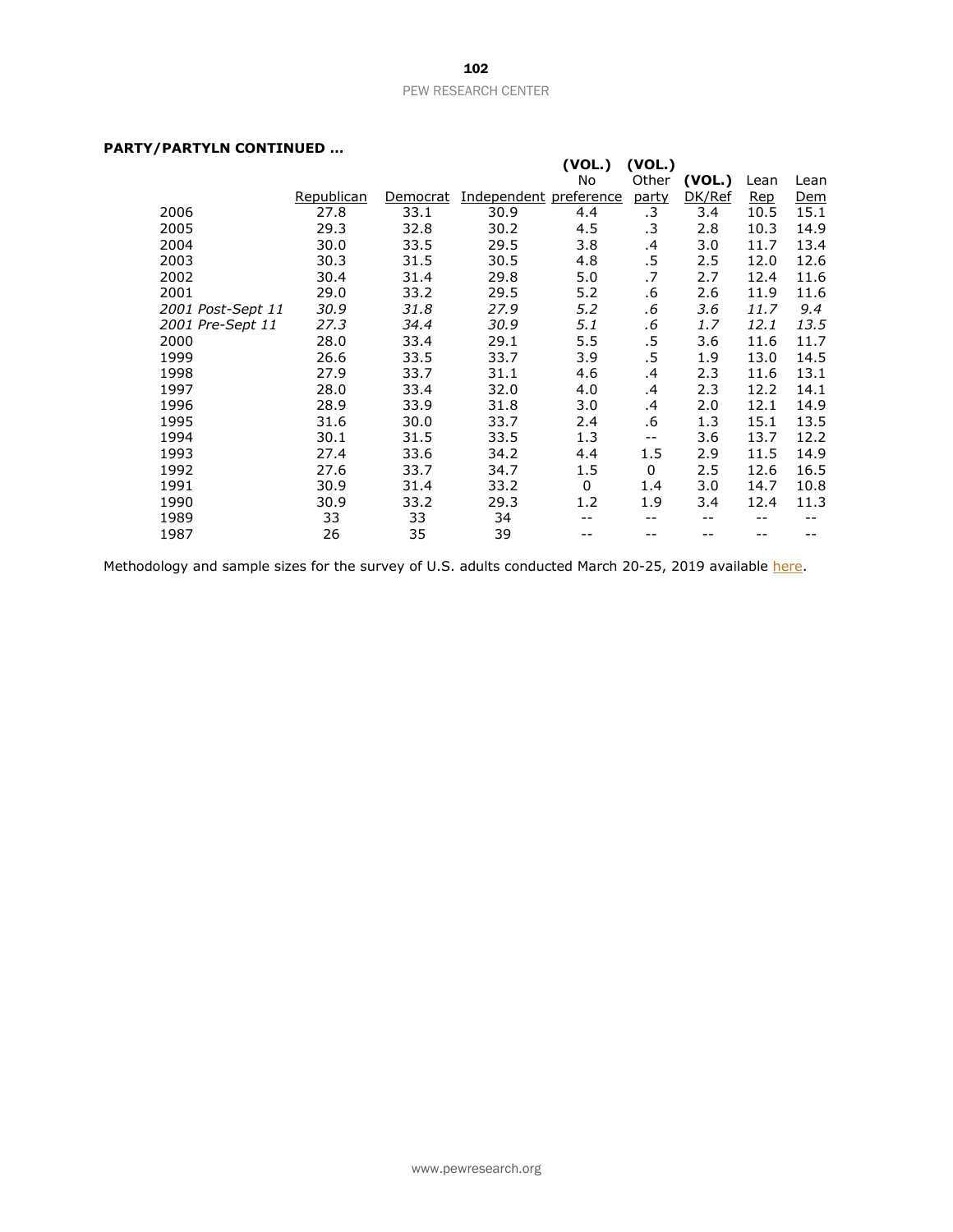**PARTY/PARTYLN CONTINUED …**

| | Republican | Democrat | Independent | (VOL.) No preference | (VOL.) Other party | (VOL.) DK/Ref | Lean Rep | Lean Dem |
|---|---|---|---|---|---|---|---|---|
| 2006 | 27.8 | 33.1 | 30.9 | 4.4 | .3 | 3.4 | 10.5 | 15.1 |
| 2005 | 29.3 | 32.8 | 30.2 | 4.5 | .3 | 2.8 | 10.3 | 14.9 |
| 2004 | 30.0 | 33.5 | 29.5 | 3.8 | .4 | 3.0 | 11.7 | 13.4 |
| 2003 | 30.3 | 31.5 | 30.5 | 4.8 | .5 | 2.5 | 12.0 | 12.6 |
| 2002 | 30.4 | 31.4 | 29.8 | 5.0 | .7 | 2.7 | 12.4 | 11.6 |
| 2001 | 29.0 | 33.2 | 29.5 | 5.2 | .6 | 2.6 | 11.9 | 11.6 |
| *2001 Post-Sept 11* | *30.9* | *31.8* | *27.9* | *5.2* | *.6* | *3.6* | *11.7* | *9.4* |
| *2001 Pre-Sept 11* | *27.3* | *34.4* | *30.9* | *5.1* | *.6* | *1.7* | *12.1* | *13.5* |
| 2000 | 28.0 | 33.4 | 29.1 | 5.5 | .5 | 3.6 | 11.6 | 11.7 |
| 1999 | 26.6 | 33.5 | 33.7 | 3.9 | .5 | 1.9 | 13.0 | 14.5 |
| 1998 | 27.9 | 33.7 | 31.1 | 4.6 | .4 | 2.3 | 11.6 | 13.1 |
| 1997 | 28.0 | 33.4 | 32.0 | 4.0 | .4 | 2.3 | 12.2 | 14.1 |
| 1996 | 28.9 | 33.9 | 31.8 | 3.0 | .4 | 2.0 | 12.1 | 14.9 |
| 1995 | 31.6 | 30.0 | 33.7 | 2.4 | .6 | 1.3 | 15.1 | 13.5 |
| 1994 | 30.1 | 31.5 | 33.5 | 1.3 | -- | 3.6 | 13.7 | 12.2 |
| 1993 | 27.4 | 33.6 | 34.2 | 4.4 | 1.5 | 2.9 | 11.5 | 14.9 |
| 1992 | 27.6 | 33.7 | 34.7 | 1.5 | 0 | 2.5 | 12.6 | 16.5 |
| 1991 | 30.9 | 31.4 | 33.2 | 0 | 1.4 | 3.0 | 14.7 | 10.8 |
| 1990 | 30.9 | 33.2 | 29.3 | 1.2 | 1.9 | 3.4 | 12.4 | 11.3 |
| 1989 | 33 | 33 | 34 | -- | -- | -- | -- | -- |
| 1987 | 26 | 35 | 39 | -- | -- | -- | -- | -- |

Methodology and sample sizes for the survey of U.S. adults conducted March 20-25, 2019 available here.